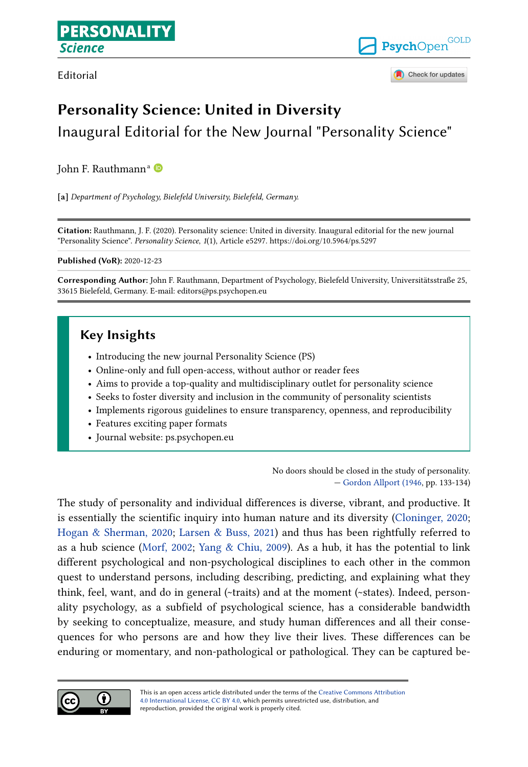Editorial

# Personality Science: United in Diversity

## Inaugural Editorial for the New Journal "Personality Science"

John F. Rauthmann[a]

**[a]** *Department of Psychology, Bielefeld University, Bielefeld, Germany.*

**Citation:** Rauthmann, J. F. (2020). Personality science: United in diversity. Inaugural editorial for the new journal "Personality Science". *Personality Science*, *1*(1), Article e5297. https://doi.org/10.5964/ps.5297

**Published (VoR):** 2020-12-23

**Corresponding Author:** John F. Rauthmann, Department of Psychology, Bielefeld University, Universitätsstraße 25, 33615 Bielefeld, Germany. E-mail: editors@ps.psychopen.eu

### Key Insights

- Introducing the new journal Personality Science (PS)
- Online-only and full open-access, without author or reader fees
- Aims to provide a top-quality and multidisciplinary outlet for personality science
- Seeks to foster diversity and inclusion in the community of personality scientists
- Implements rigorous guidelines to ensure transparency, openness, and reproducibility
- Features exciting paper formats
- Journal website: ps.psychopen.eu

> No doors should be closed in the study of personality.
> — Gordon Allport (1946, pp. 133-134)

The study of personality and individual differences is diverse, vibrant, and productive. It is essentially the scientific inquiry into human nature and its diversity (Cloninger, 2020; Hogan & Sherman, 2020; Larsen & Buss, 2021) and thus has been rightfully referred to as a hub science (Morf, 2002; Yang & Chiu, 2009). As a hub, it has the potential to link different psychological and non-psychological disciplines to each other in the common quest to understand persons, including describing, predicting, and explaining what they think, feel, want, and do in general (~traits) and at the moment (~states). Indeed, personality psychology, as a subfield of psychological science, has a considerable bandwidth by seeking to conceptualize, measure, and study human differences and all their consequences for who persons are and how they live their lives. These differences can be enduring or momentary, and non-pathological or pathological. They can be captured be-

This is an open access article distributed under the terms of the Creative Commons Attribution 4.0 International License, CC BY 4.0, which permits unrestricted use, distribution, and reproduction, provided the original work is properly cited.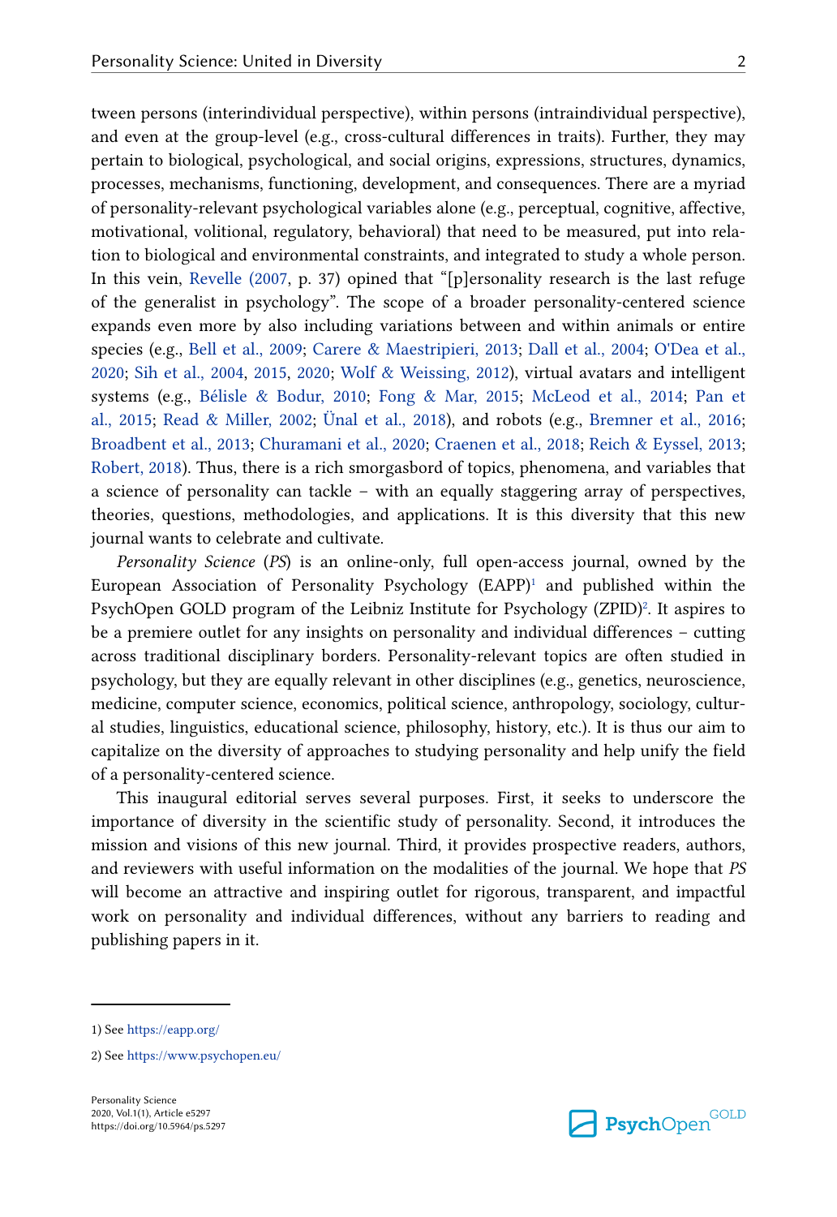tween persons (interindividual perspective), within persons (intraindividual perspective), and even at the group-level (e.g., cross-cultural differences in traits). Further, they may pertain to biological, psychological, and social origins, expressions, structures, dynamics, processes, mechanisms, functioning, development, and consequences. There are a myriad of personality-relevant psychological variables alone (e.g., perceptual, cognitive, affective, motivational, volitional, regulatory, behavioral) that need to be measured, put into relation to biological and environmental constraints, and integrated to study a whole person. In this vein, Revelle (2007, p. 37) opined that "[p]ersonality research is the last refuge of the generalist in psychology". The scope of a broader personality-centered science expands even more by also including variations between and within animals or entire species (e.g., Bell et al., 2009; Carere & Maestripieri, 2013; Dall et al., 2004; O'Dea et al., 2020; Sih et al., 2004, 2015, 2020; Wolf & Weissing, 2012), virtual avatars and intelligent systems (e.g., Bélisle & Bodur, 2010; Fong & Mar, 2015; McLeod et al., 2014; Pan et al., 2015; Read & Miller, 2002; Ünal et al., 2018), and robots (e.g., Bremner et al., 2016; Broadbent et al., 2013; Churamani et al., 2020; Craenen et al., 2018; Reich & Eyssel, 2013; Robert, 2018). Thus, there is a rich smorgasbord of topics, phenomena, and variables that a science of personality can tackle – with an equally staggering array of perspectives, theories, questions, methodologies, and applications. It is this diversity that this new journal wants to celebrate and cultivate.

*Personality Science* (*PS*) is an online-only, full open-access journal, owned by the European Association of Personality Psychology (EAPP)[1] and published within the PsychOpen GOLD program of the Leibniz Institute for Psychology (ZPID)[2]. It aspires to be a premiere outlet for any insights on personality and individual differences – cutting across traditional disciplinary borders. Personality-relevant topics are often studied in psychology, but they are equally relevant in other disciplines (e.g., genetics, neuroscience, medicine, computer science, economics, political science, anthropology, sociology, cultural studies, linguistics, educational science, philosophy, history, etc.). It is thus our aim to capitalize on the diversity of approaches to studying personality and help unify the field of a personality-centered science.

This inaugural editorial serves several purposes. First, it seeks to underscore the importance of diversity in the scientific study of personality. Second, it introduces the mission and visions of this new journal. Third, it provides prospective readers, authors, and reviewers with useful information on the modalities of the journal. We hope that *PS* will become an attractive and inspiring outlet for rigorous, transparent, and impactful work on personality and individual differences, without any barriers to reading and publishing papers in it.

---

1) See https://eapp.org/

2) See https://www.psychopen.eu/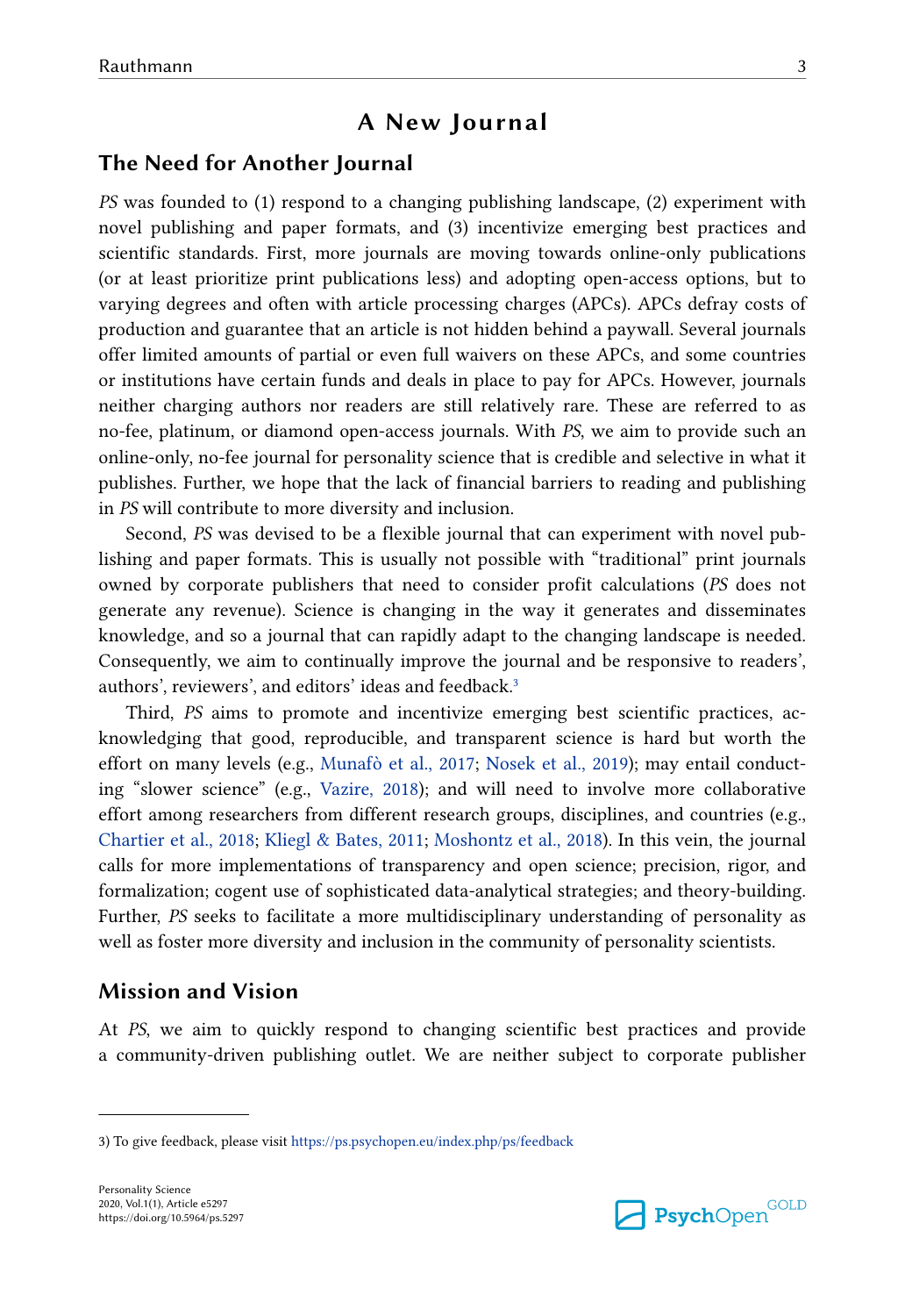# A New Journal

## The Need for Another Journal

*PS* was founded to (1) respond to a changing publishing landscape, (2) experiment with novel publishing and paper formats, and (3) incentivize emerging best practices and scientific standards. First, more journals are moving towards online-only publications (or at least prioritize print publications less) and adopting open-access options, but to varying degrees and often with article processing charges (APCs). APCs defray costs of production and guarantee that an article is not hidden behind a paywall. Several journals offer limited amounts of partial or even full waivers on these APCs, and some countries or institutions have certain funds and deals in place to pay for APCs. However, journals neither charging authors nor readers are still relatively rare. These are referred to as no-fee, platinum, or diamond open-access journals. With *PS*, we aim to provide such an online-only, no-fee journal for personality science that is credible and selective in what it publishes. Further, we hope that the lack of financial barriers to reading and publishing in *PS* will contribute to more diversity and inclusion.

Second, *PS* was devised to be a flexible journal that can experiment with novel publishing and paper formats. This is usually not possible with "traditional" print journals owned by corporate publishers that need to consider profit calculations (*PS* does not generate any revenue). Science is changing in the way it generates and disseminates knowledge, and so a journal that can rapidly adapt to the changing landscape is needed. Consequently, we aim to continually improve the journal and be responsive to readers', authors', reviewers', and editors' ideas and feedback.[3]

Third, *PS* aims to promote and incentivize emerging best scientific practices, acknowledging that good, reproducible, and transparent science is hard but worth the effort on many levels (e.g., Munafò et al., 2017; Nosek et al., 2019); may entail conducting "slower science" (e.g., Vazire, 2018); and will need to involve more collaborative effort among researchers from different research groups, disciplines, and countries (e.g., Chartier et al., 2018; Kliegl & Bates, 2011; Moshontz et al., 2018). In this vein, the journal calls for more implementations of transparency and open science; precision, rigor, and formalization; cogent use of sophisticated data-analytical strategies; and theory-building. Further, *PS* seeks to facilitate a more multidisciplinary understanding of personality as well as foster more diversity and inclusion in the community of personality scientists.

## Mission and Vision

At *PS*, we aim to quickly respond to changing scientific best practices and provide a community-driven publishing outlet. We are neither subject to corporate publisher

3) To give feedback, please visit https://ps.psychopen.eu/index.php/ps/feedback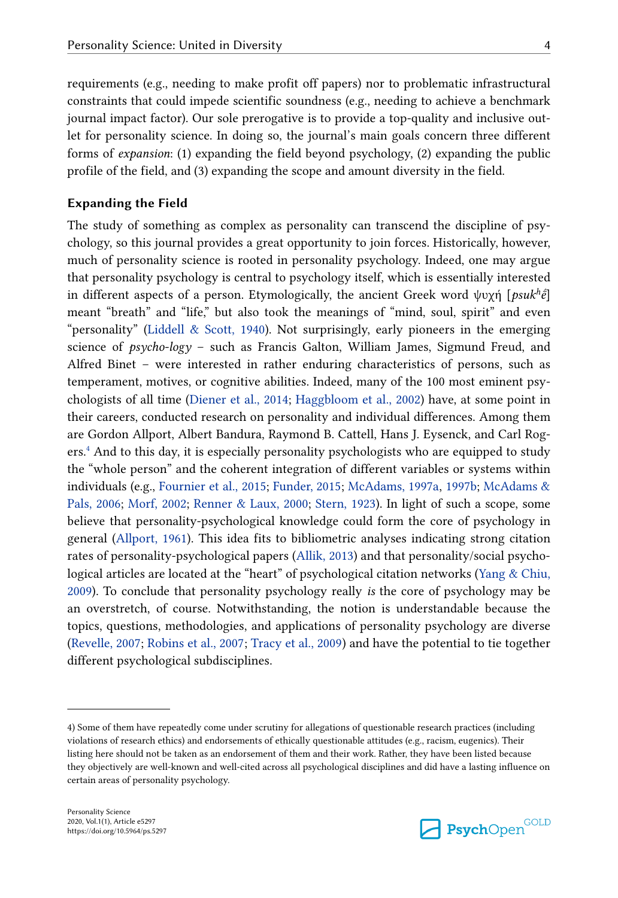requirements (e.g., needing to make profit off papers) nor to problematic infrastructural constraints that could impede scientific soundness (e.g., needing to achieve a benchmark journal impact factor). Our sole prerogative is to provide a top-quality and inclusive outlet for personality science. In doing so, the journal's main goals concern three different forms of *expansion*: (1) expanding the field beyond psychology, (2) expanding the public profile of the field, and (3) expanding the scope and amount diversity in the field.

### Expanding the Field

The study of something as complex as personality can transcend the discipline of psychology, so this journal provides a great opportunity to join forces. Historically, however, much of personality science is rooted in personality psychology. Indeed, one may argue that personality psychology is central to psychology itself, which is essentially interested in different aspects of a person. Etymologically, the ancient Greek word ψυχή [*psukʰḗ*] meant "breath" and "life," but also took the meanings of "mind, soul, spirit" and even "personality" (Liddell & Scott, 1940). Not surprisingly, early pioneers in the emerging science of *psycho-logy* – such as Francis Galton, William James, Sigmund Freud, and Alfred Binet – were interested in rather enduring characteristics of persons, such as temperament, motives, or cognitive abilities. Indeed, many of the 100 most eminent psychologists of all time (Diener et al., 2014; Haggbloom et al., 2002) have, at some point in their careers, conducted research on personality and individual differences. Among them are Gordon Allport, Albert Bandura, Raymond B. Cattell, Hans J. Eysenck, and Carl Rogers.[4] And to this day, it is especially personality psychologists who are equipped to study the "whole person" and the coherent integration of different variables or systems within individuals (e.g., Fournier et al., 2015; Funder, 2015; McAdams, 1997a, 1997b; McAdams & Pals, 2006; Morf, 2002; Renner & Laux, 2000; Stern, 1923). In light of such a scope, some believe that personality-psychological knowledge could form the core of psychology in general (Allport, 1961). This idea fits to bibliometric analyses indicating strong citation rates of personality-psychological papers (Allik, 2013) and that personality/social psychological articles are located at the "heart" of psychological citation networks (Yang & Chiu, 2009). To conclude that personality psychology really *is* the core of psychology may be an overstretch, of course. Notwithstanding, the notion is understandable because the topics, questions, methodologies, and applications of personality psychology are diverse (Revelle, 2007; Robins et al., 2007; Tracy et al., 2009) and have the potential to tie together different psychological subdisciplines.

---

4) Some of them have repeatedly come under scrutiny for allegations of questionable research practices (including violations of research ethics) and endorsements of ethically questionable attitudes (e.g., racism, eugenics). Their listing here should not be taken as an endorsement of them and their work. Rather, they have been listed because they objectively are well-known and well-cited across all psychological disciplines and did have a lasting influence on certain areas of personality psychology.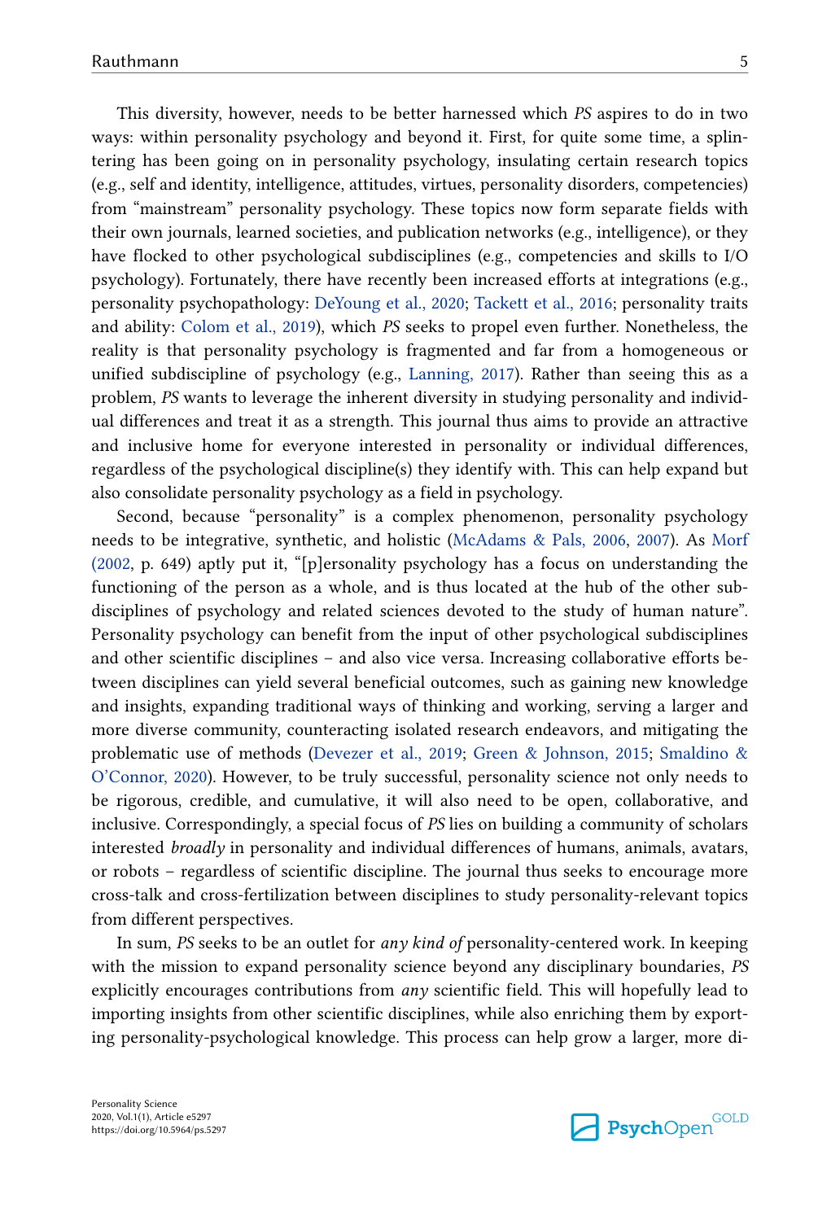This diversity, however, needs to be better harnessed which *PS* aspires to do in two ways: within personality psychology and beyond it. First, for quite some time, a splintering has been going on in personality psychology, insulating certain research topics (e.g., self and identity, intelligence, attitudes, virtues, personality disorders, competencies) from "mainstream" personality psychology. These topics now form separate fields with their own journals, learned societies, and publication networks (e.g., intelligence), or they have flocked to other psychological subdisciplines (e.g., competencies and skills to I/O psychology). Fortunately, there have recently been increased efforts at integrations (e.g., personality psychopathology: DeYoung et al., 2020; Tackett et al., 2016; personality traits and ability: Colom et al., 2019), which *PS* seeks to propel even further. Nonetheless, the reality is that personality psychology is fragmented and far from a homogeneous or unified subdiscipline of psychology (e.g., Lanning, 2017). Rather than seeing this as a problem, *PS* wants to leverage the inherent diversity in studying personality and individual differences and treat it as a strength. This journal thus aims to provide an attractive and inclusive home for everyone interested in personality or individual differences, regardless of the psychological discipline(s) they identify with. This can help expand but also consolidate personality psychology as a field in psychology.

Second, because "personality" is a complex phenomenon, personality psychology needs to be integrative, synthetic, and holistic (McAdams & Pals, 2006, 2007). As Morf (2002, p. 649) aptly put it, "[p]ersonality psychology has a focus on understanding the functioning of the person as a whole, and is thus located at the hub of the other subdisciplines of psychology and related sciences devoted to the study of human nature". Personality psychology can benefit from the input of other psychological subdisciplines and other scientific disciplines – and also vice versa. Increasing collaborative efforts between disciplines can yield several beneficial outcomes, such as gaining new knowledge and insights, expanding traditional ways of thinking and working, serving a larger and more diverse community, counteracting isolated research endeavors, and mitigating the problematic use of methods (Devezer et al., 2019; Green & Johnson, 2015; Smaldino & O'Connor, 2020). However, to be truly successful, personality science not only needs to be rigorous, credible, and cumulative, it will also need to be open, collaborative, and inclusive. Correspondingly, a special focus of *PS* lies on building a community of scholars interested *broadly* in personality and individual differences of humans, animals, avatars, or robots – regardless of scientific discipline. The journal thus seeks to encourage more cross-talk and cross-fertilization between disciplines to study personality-relevant topics from different perspectives.

In sum, *PS* seeks to be an outlet for *any kind of* personality-centered work. In keeping with the mission to expand personality science beyond any disciplinary boundaries, *PS* explicitly encourages contributions from *any* scientific field. This will hopefully lead to importing insights from other scientific disciplines, while also enriching them by exporting personality-psychological knowledge. This process can help grow a larger, more di-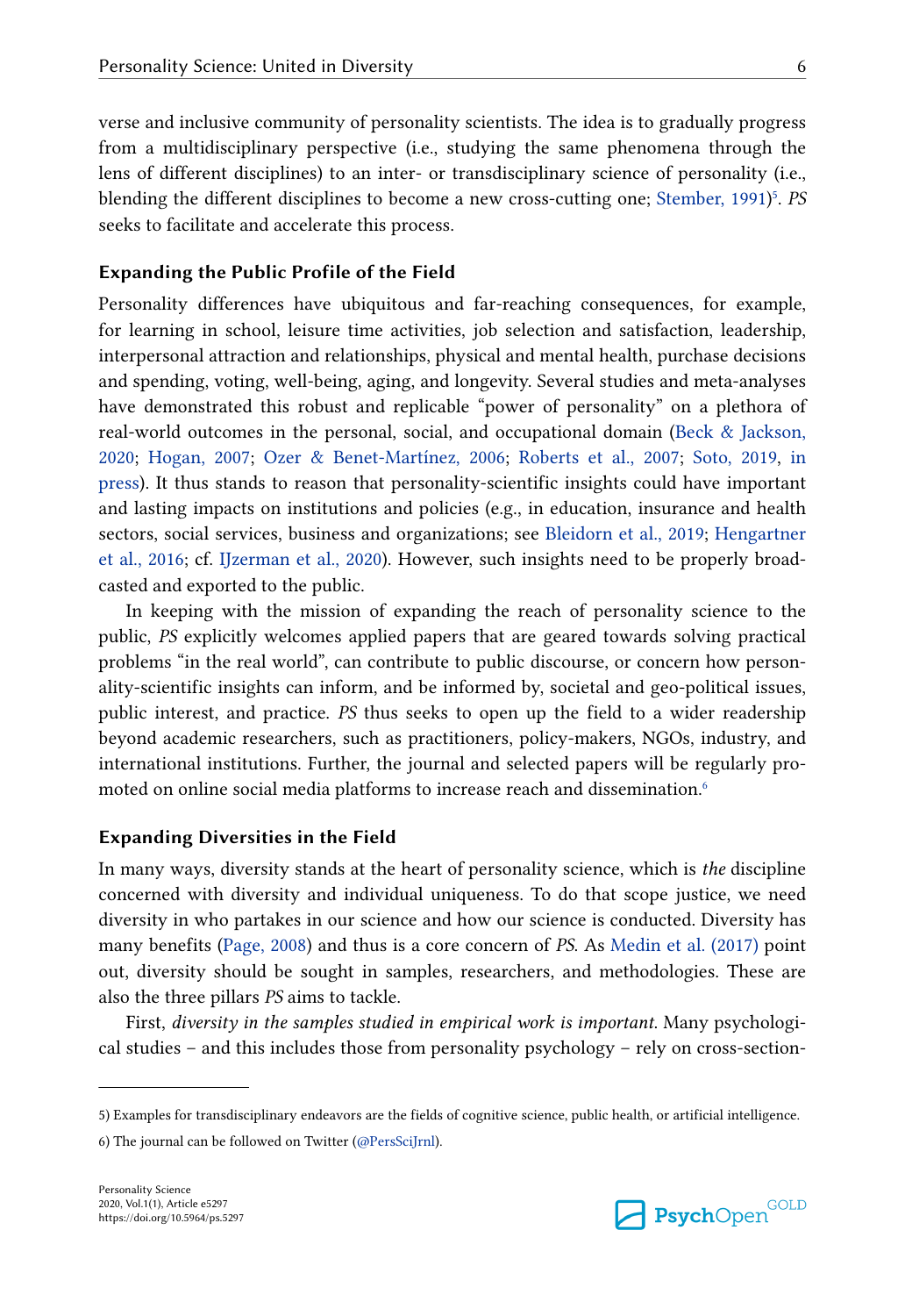verse and inclusive community of personality scientists. The idea is to gradually progress from a multidisciplinary perspective (i.e., studying the same phenomena through the lens of different disciplines) to an inter- or transdisciplinary science of personality (i.e., blending the different disciplines to become a new cross-cutting one; Stember, 1991)[5]. *PS* seeks to facilitate and accelerate this process.

### Expanding the Public Profile of the Field

Personality differences have ubiquitous and far-reaching consequences, for example, for learning in school, leisure time activities, job selection and satisfaction, leadership, interpersonal attraction and relationships, physical and mental health, purchase decisions and spending, voting, well-being, aging, and longevity. Several studies and meta-analyses have demonstrated this robust and replicable "power of personality" on a plethora of real-world outcomes in the personal, social, and occupational domain (Beck & Jackson, 2020; Hogan, 2007; Ozer & Benet-Martínez, 2006; Roberts et al., 2007; Soto, 2019, in press). It thus stands to reason that personality-scientific insights could have important and lasting impacts on institutions and policies (e.g., in education, insurance and health sectors, social services, business and organizations; see Bleidorn et al., 2019; Hengartner et al., 2016; cf. IJzerman et al., 2020). However, such insights need to be properly broadcasted and exported to the public.

In keeping with the mission of expanding the reach of personality science to the public, *PS* explicitly welcomes applied papers that are geared towards solving practical problems "in the real world", can contribute to public discourse, or concern how personality-scientific insights can inform, and be informed by, societal and geo-political issues, public interest, and practice. *PS* thus seeks to open up the field to a wider readership beyond academic researchers, such as practitioners, policy-makers, NGOs, industry, and international institutions. Further, the journal and selected papers will be regularly promoted on online social media platforms to increase reach and dissemination.[6]

### Expanding Diversities in the Field

In many ways, diversity stands at the heart of personality science, which is *the* discipline concerned with diversity and individual uniqueness. To do that scope justice, we need diversity in who partakes in our science and how our science is conducted. Diversity has many benefits (Page, 2008) and thus is a core concern of *PS*. As Medin et al. (2017) point out, diversity should be sought in samples, researchers, and methodologies. These are also the three pillars *PS* aims to tackle.

First, *diversity in the samples studied in empirical work is important.* Many psychological studies – and this includes those from personality psychology – rely on cross-section-

---

5) Examples for transdisciplinary endeavors are the fields of cognitive science, public health, or artificial intelligence.

6) The journal can be followed on Twitter (@PersSciJrnl).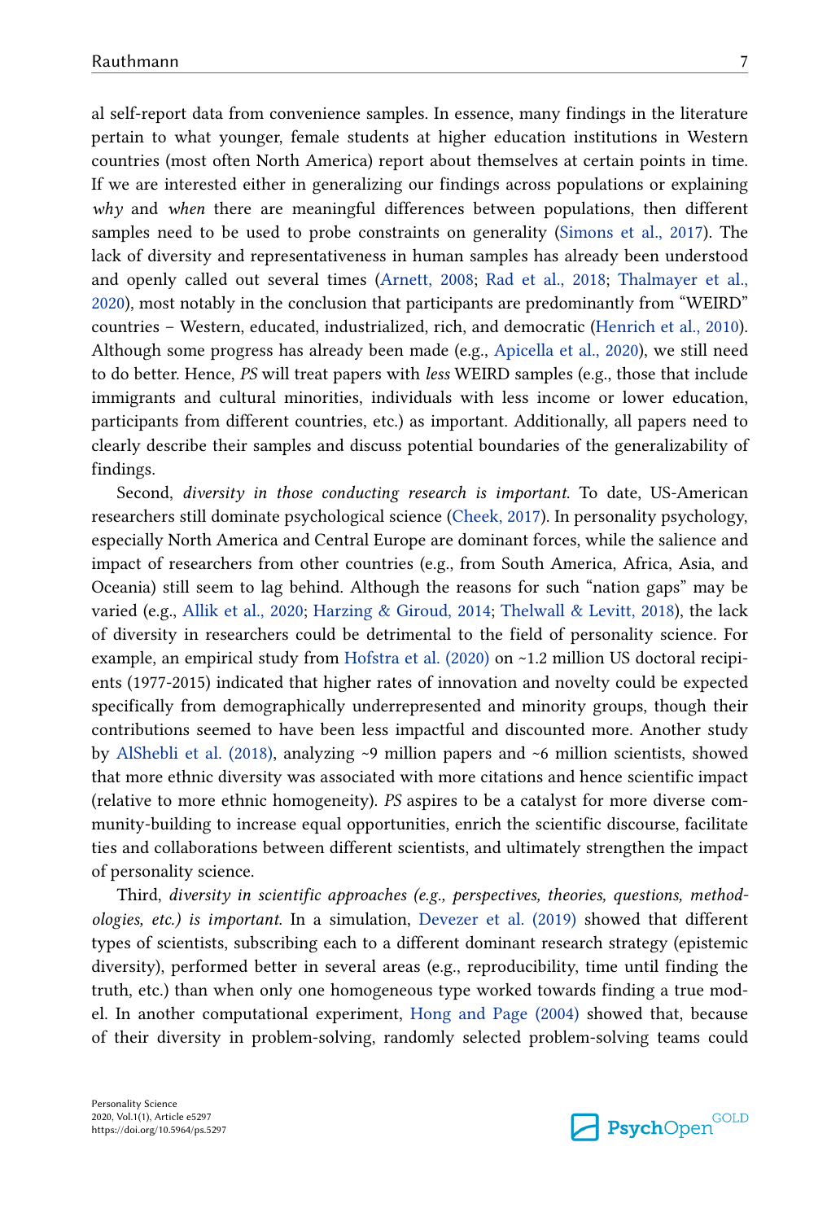al self-report data from convenience samples. In essence, many findings in the literature pertain to what younger, female students at higher education institutions in Western countries (most often North America) report about themselves at certain points in time. If we are interested either in generalizing our findings across populations or explaining *why* and *when* there are meaningful differences between populations, then different samples need to be used to probe constraints on generality (Simons et al., 2017). The lack of diversity and representativeness in human samples has already been understood and openly called out several times (Arnett, 2008; Rad et al., 2018; Thalmayer et al., 2020), most notably in the conclusion that participants are predominantly from "WEIRD" countries – Western, educated, industrialized, rich, and democratic (Henrich et al., 2010). Although some progress has already been made (e.g., Apicella et al., 2020), we still need to do better. Hence, *PS* will treat papers with *less* WEIRD samples (e.g., those that include immigrants and cultural minorities, individuals with less income or lower education, participants from different countries, etc.) as important. Additionally, all papers need to clearly describe their samples and discuss potential boundaries of the generalizability of findings.

Second, *diversity in those conducting research is important*. To date, US-American researchers still dominate psychological science (Cheek, 2017). In personality psychology, especially North America and Central Europe are dominant forces, while the salience and impact of researchers from other countries (e.g., from South America, Africa, Asia, and Oceania) still seem to lag behind. Although the reasons for such "nation gaps" may be varied (e.g., Allik et al., 2020; Harzing & Giroud, 2014; Thelwall & Levitt, 2018), the lack of diversity in researchers could be detrimental to the field of personality science. For example, an empirical study from Hofstra et al. (2020) on ~1.2 million US doctoral recipients (1977-2015) indicated that higher rates of innovation and novelty could be expected specifically from demographically underrepresented and minority groups, though their contributions seemed to have been less impactful and discounted more. Another study by AlShebli et al. (2018), analyzing ~9 million papers and ~6 million scientists, showed that more ethnic diversity was associated with more citations and hence scientific impact (relative to more ethnic homogeneity). *PS* aspires to be a catalyst for more diverse community-building to increase equal opportunities, enrich the scientific discourse, facilitate ties and collaborations between different scientists, and ultimately strengthen the impact of personality science.

Third, *diversity in scientific approaches (e.g., perspectives, theories, questions, methodologies, etc.) is important*. In a simulation, Devezer et al. (2019) showed that different types of scientists, subscribing each to a different dominant research strategy (epistemic diversity), performed better in several areas (e.g., reproducibility, time until finding the truth, etc.) than when only one homogeneous type worked towards finding a true model. In another computational experiment, Hong and Page (2004) showed that, because of their diversity in problem-solving, randomly selected problem-solving teams could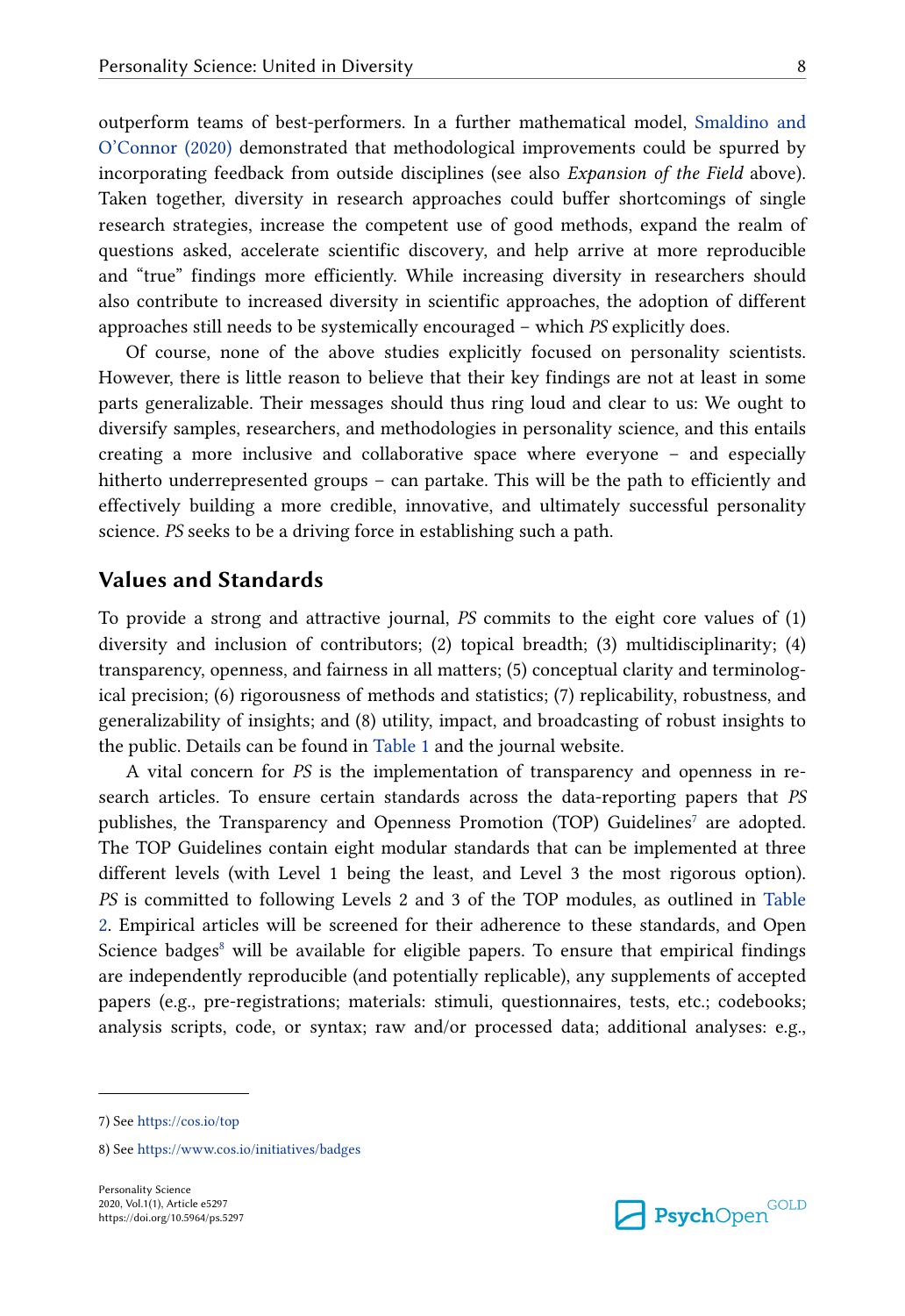outperform teams of best-performers. In a further mathematical model, Smaldino and O'Connor (2020) demonstrated that methodological improvements could be spurred by incorporating feedback from outside disciplines (see also *Expansion of the Field* above). Taken together, diversity in research approaches could buffer shortcomings of single research strategies, increase the competent use of good methods, expand the realm of questions asked, accelerate scientific discovery, and help arrive at more reproducible and "true" findings more efficiently. While increasing diversity in researchers should also contribute to increased diversity in scientific approaches, the adoption of different approaches still needs to be systemically encouraged – which *PS* explicitly does.

Of course, none of the above studies explicitly focused on personality scientists. However, there is little reason to believe that their key findings are not at least in some parts generalizable. Their messages should thus ring loud and clear to us: We ought to diversify samples, researchers, and methodologies in personality science, and this entails creating a more inclusive and collaborative space where everyone – and especially hitherto underrepresented groups – can partake. This will be the path to efficiently and effectively building a more credible, innovative, and ultimately successful personality science. *PS* seeks to be a driving force in establishing such a path.

## Values and Standards

To provide a strong and attractive journal, *PS* commits to the eight core values of (1) diversity and inclusion of contributors; (2) topical breadth; (3) multidisciplinarity; (4) transparency, openness, and fairness in all matters; (5) conceptual clarity and terminological precision; (6) rigorousness of methods and statistics; (7) replicability, robustness, and generalizability of insights; and (8) utility, impact, and broadcasting of robust insights to the public. Details can be found in Table 1 and the journal website.

A vital concern for *PS* is the implementation of transparency and openness in research articles. To ensure certain standards across the data-reporting papers that *PS* publishes, the Transparency and Openness Promotion (TOP) Guidelines[7] are adopted. The TOP Guidelines contain eight modular standards that can be implemented at three different levels (with Level 1 being the least, and Level 3 the most rigorous option). *PS* is committed to following Levels 2 and 3 of the TOP modules, as outlined in Table 2. Empirical articles will be screened for their adherence to these standards, and Open Science badges[8] will be available for eligible papers. To ensure that empirical findings are independently reproducible (and potentially replicable), any supplements of accepted papers (e.g., pre-registrations; materials: stimuli, questionnaires, tests, etc.; codebooks; analysis scripts, code, or syntax; raw and/or processed data; additional analyses: e.g.,

---

7) See https://cos.io/top

8) See https://www.cos.io/initiatives/badges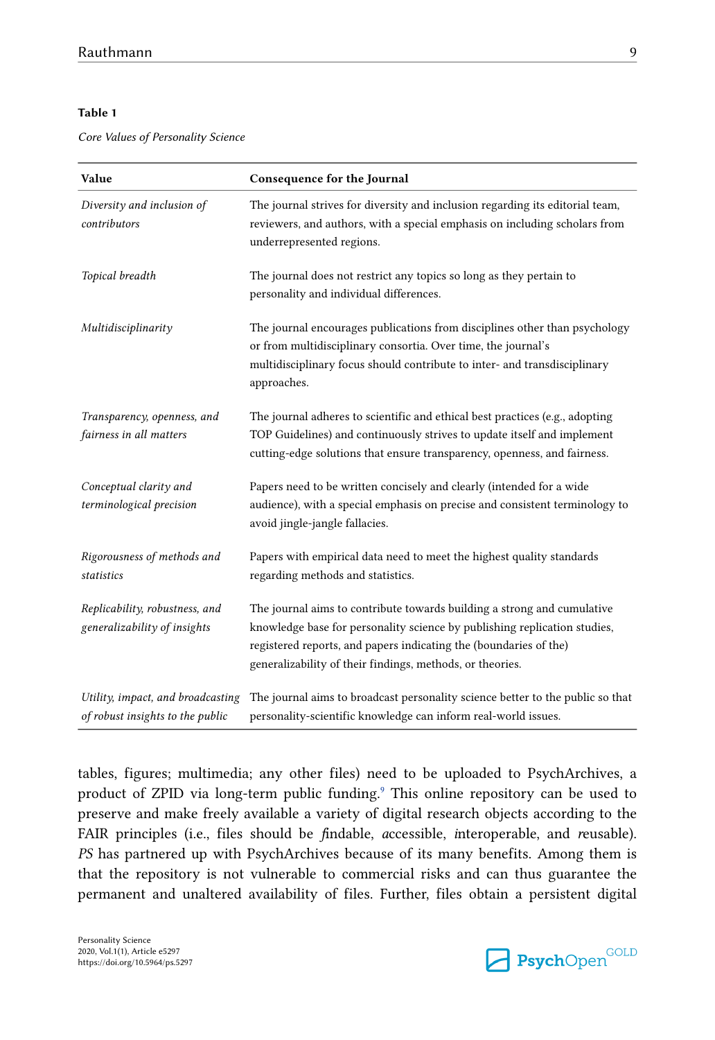**Table 1**

*Core Values of Personality Science*

| Value | Consequence for the Journal |
| --- | --- |
| *Diversity and inclusion of contributors* | The journal strives for diversity and inclusion regarding its editorial team, reviewers, and authors, with a special emphasis on including scholars from underrepresented regions. |
| *Topical breadth* | The journal does not restrict any topics so long as they pertain to personality and individual differences. |
| *Multidisciplinarity* | The journal encourages publications from disciplines other than psychology or from multidisciplinary consortia. Over time, the journal's multidisciplinary focus should contribute to inter- and transdisciplinary approaches. |
| *Transparency, openness, and fairness in all matters* | The journal adheres to scientific and ethical best practices (e.g., adopting TOP Guidelines) and continuously strives to update itself and implement cutting-edge solutions that ensure transparency, openness, and fairness. |
| *Conceptual clarity and terminological precision* | Papers need to be written concisely and clearly (intended for a wide audience), with a special emphasis on precise and consistent terminology to avoid jingle-jangle fallacies. |
| *Rigorousness of methods and statistics* | Papers with empirical data need to meet the highest quality standards regarding methods and statistics. |
| *Replicability, robustness, and generalizability of insights* | The journal aims to contribute towards building a strong and cumulative knowledge base for personality science by publishing replication studies, registered reports, and papers indicating the (boundaries of the) generalizability of their findings, methods, or theories. |
| *Utility, impact, and broadcasting of robust insights to the public* | The journal aims to broadcast personality science better to the public so that personality-scientific knowledge can inform real-world issues. |

tables, figures; multimedia; any other files) need to be uploaded to PsychArchives, a product of ZPID via long-term public funding.[9] This online repository can be used to preserve and make freely available a variety of digital research objects according to the FAIR principles (i.e., files should be *f*indable, *a*ccessible, *i*nteroperable, and *r*eusable). *PS* has partnered up with PsychArchives because of its many benefits. Among them is that the repository is not vulnerable to commercial risks and can thus guarantee the permanent and unaltered availability of files. Further, files obtain a persistent digital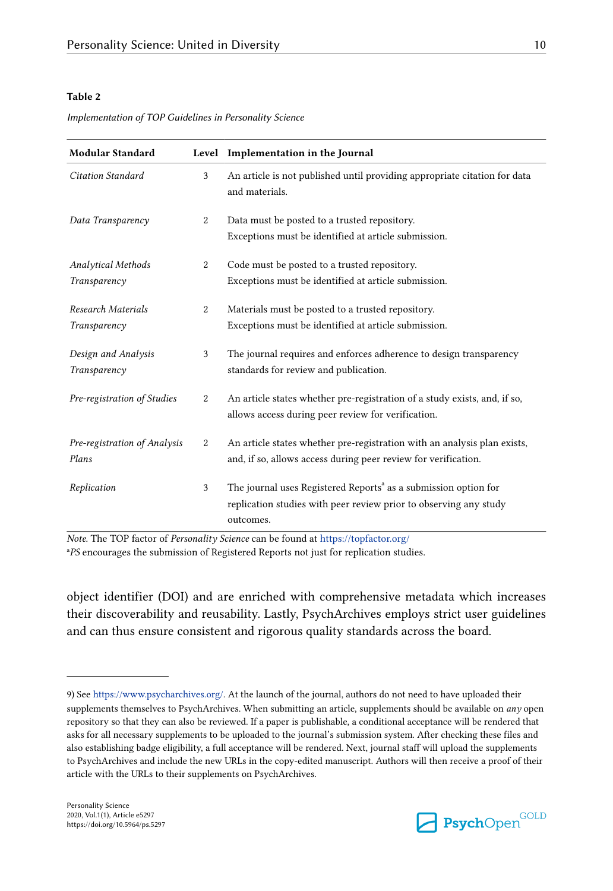**Table 2**

*Implementation of TOP Guidelines in Personality Science*

| Modular Standard | Level | Implementation in the Journal |
|---|---|---|
| *Citation Standard* | 3 | An article is not published until providing appropriate citation for data and materials. |
| *Data Transparency* | 2 | Data must be posted to a trusted repository. Exceptions must be identified at article submission. |
| *Analytical Methods Transparency* | 2 | Code must be posted to a trusted repository. Exceptions must be identified at article submission. |
| *Research Materials Transparency* | 2 | Materials must be posted to a trusted repository. Exceptions must be identified at article submission. |
| *Design and Analysis Transparency* | 3 | The journal requires and enforces adherence to design transparency standards for review and publication. |
| *Pre-registration of Studies* | 2 | An article states whether pre-registration of a study exists, and, if so, allows access during peer review for verification. |
| *Pre-registration of Analysis Plans* | 2 | An article states whether pre-registration with an analysis plan exists, and, if so, allows access during peer review for verification. |
| *Replication* | 3 | The journal uses Registered Reports[a] as a submission option for replication studies with peer review prior to observing any study outcomes. |

*Note.* The TOP factor of *Personality Science* can be found at https://topfactor.org/
[a]*PS* encourages the submission of Registered Reports not just for replication studies.

object identifier (DOI) and are enriched with comprehensive metadata which increases their discoverability and reusability. Lastly, PsychArchives employs strict user guidelines and can thus ensure consistent and rigorous quality standards across the board.

---

9) See https://www.psycharchives.org/. At the launch of the journal, authors do not need to have uploaded their supplements themselves to PsychArchives. When submitting an article, supplements should be available on *any* open repository so that they can also be reviewed. If a paper is publishable, a conditional acceptance will be rendered that asks for all necessary supplements to be uploaded to the journal's submission system. After checking these files and also establishing badge eligibility, a full acceptance will be rendered. Next, journal staff will upload the supplements to PsychArchives and include the new URLs in the copy-edited manuscript. Authors will then receive a proof of their article with the URLs to their supplements on PsychArchives.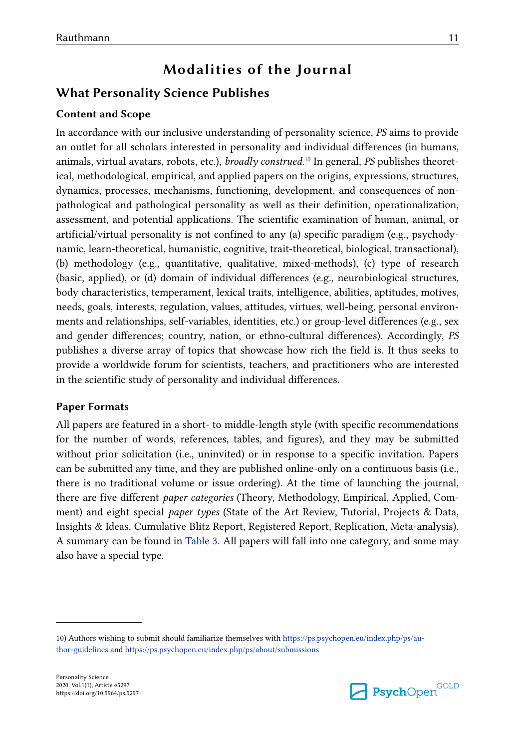# Modalities of the Journal

## What Personality Science Publishes

### Content and Scope

In accordance with our inclusive understanding of personality science, *PS* aims to provide an outlet for all scholars interested in personality and individual differences (in humans, animals, virtual avatars, robots, etc.), *broadly construed*.[10] In general, *PS* publishes theoretical, methodological, empirical, and applied papers on the origins, expressions, structures, dynamics, processes, mechanisms, functioning, development, and consequences of non-pathological and pathological personality as well as their definition, operationalization, assessment, and potential applications. The scientific examination of human, animal, or artificial/virtual personality is not confined to any (a) specific paradigm (e.g., psychodynamic, learn-theoretical, humanistic, cognitive, trait-theoretical, biological, transactional), (b) methodology (e.g., quantitative, qualitative, mixed-methods), (c) type of research (basic, applied), or (d) domain of individual differences (e.g., neurobiological structures, body characteristics, temperament, lexical traits, intelligence, abilities, aptitudes, motives, needs, goals, interests, regulation, values, attitudes, virtues, well-being, personal environments and relationships, self-variables, identities, etc.) or group-level differences (e.g., sex and gender differences; country, nation, or ethno-cultural differences). Accordingly, *PS* publishes a diverse array of topics that showcase how rich the field is. It thus seeks to provide a worldwide forum for scientists, teachers, and practitioners who are interested in the scientific study of personality and individual differences.

### Paper Formats

All papers are featured in a short- to middle-length style (with specific recommendations for the number of words, references, tables, and figures), and they may be submitted without prior solicitation (i.e., uninvited) or in response to a specific invitation. Papers can be submitted any time, and they are published online-only on a continuous basis (i.e., there is no traditional volume or issue ordering). At the time of launching the journal, there are five different *paper categories* (Theory, Methodology, Empirical, Applied, Comment) and eight special *paper types* (State of the Art Review, Tutorial, Projects & Data, Insights & Ideas, Cumulative Blitz Report, Registered Report, Replication, Meta-analysis). A summary can be found in Table 3. All papers will fall into one category, and some may also have a special type.

---

10) Authors wishing to submit should familiarize themselves with https://ps.psychopen.eu/index.php/ps/author-guidelines and https://ps.psychopen.eu/index.php/ps/about/submissions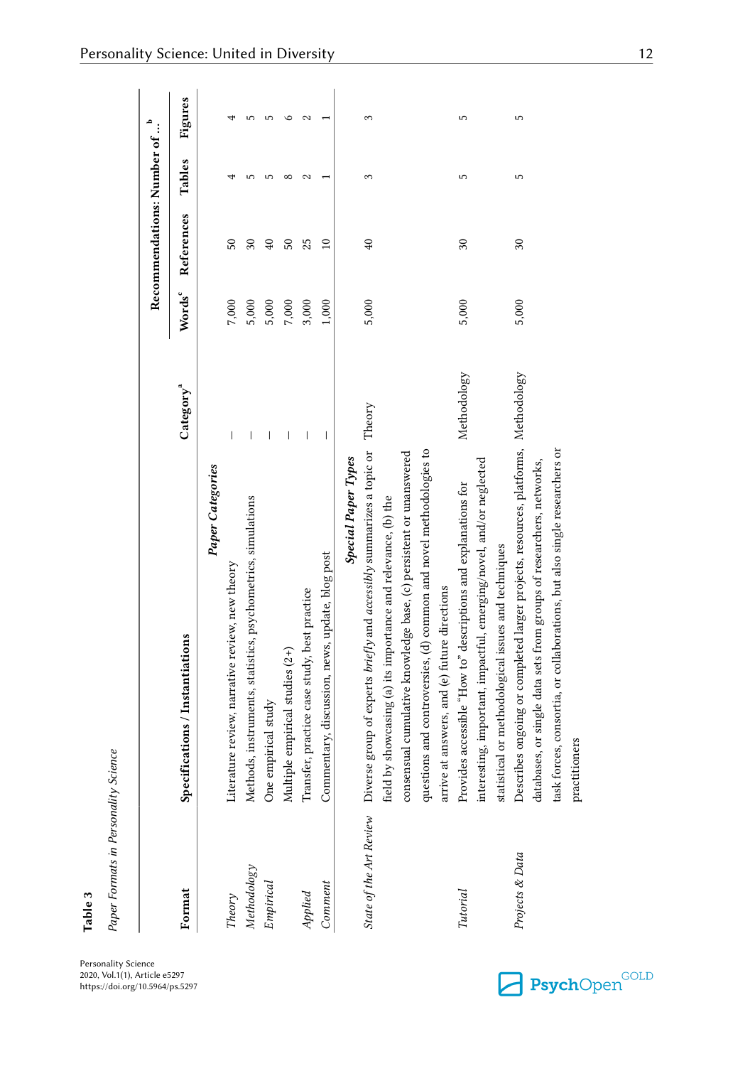**Table 3**

*Paper Formats in Personality Science*

| Format | Specifications / Instantiations | Category[a] | Recommendations: Number of ...[b] | | | |
|---|---|---|---|---|---|---|
| | | | Words[c] | References | Tables | Figures |
| | ***Paper Categories*** | | | | | |
| *Theory* | Literature review, narrative review, new theory | — | 7,000 | 50 | 4 | 4 |
| *Methodology* | Methods, instruments, statistics, psychometrics, simulations | — | 5,000 | 30 | 5 | 5 |
| *Empirical* | One empirical study | — | 5,000 | 40 | 5 | 5 |
| | Multiple empirical studies (2+) | — | 7,000 | 50 | 8 | 6 |
| *Applied* | Transfer, practice case study, best practice | — | 3,000 | 25 | 2 | 2 |
| *Comment* | Commentary, discussion, news, update, blog post | — | 1,000 | 10 | 1 | 1 |
| | ***Special Paper Types*** | | | | | |
| *State of the Art Review* | Diverse group of experts *briefly* and *accessibly* summarizes a topic or field by showcasing (a) its importance and relevance, (b) the consensual cumulative knowledge base, (c) persistent or unanswered questions and controversies, (d) common and novel methodologies to arrive at answers, and (e) future directions | Theory | 5,000 | 40 | 3 | 3 |
| *Tutorial* | Provides accessible "How to" descriptions and explanations for interesting, important, impactful, emerging/novel, and/or neglected statistical or methodological issues and techniques | Methodology | 5,000 | 30 | 5 | 5 |
| *Projects & Data* | Describes ongoing or completed larger projects, resources, platforms, databases, or single data sets from groups of researchers, networks, task forces, consortia, or collaborations, but also single researchers or practitioners | Methodology | 5,000 | 30 | 5 | 5 |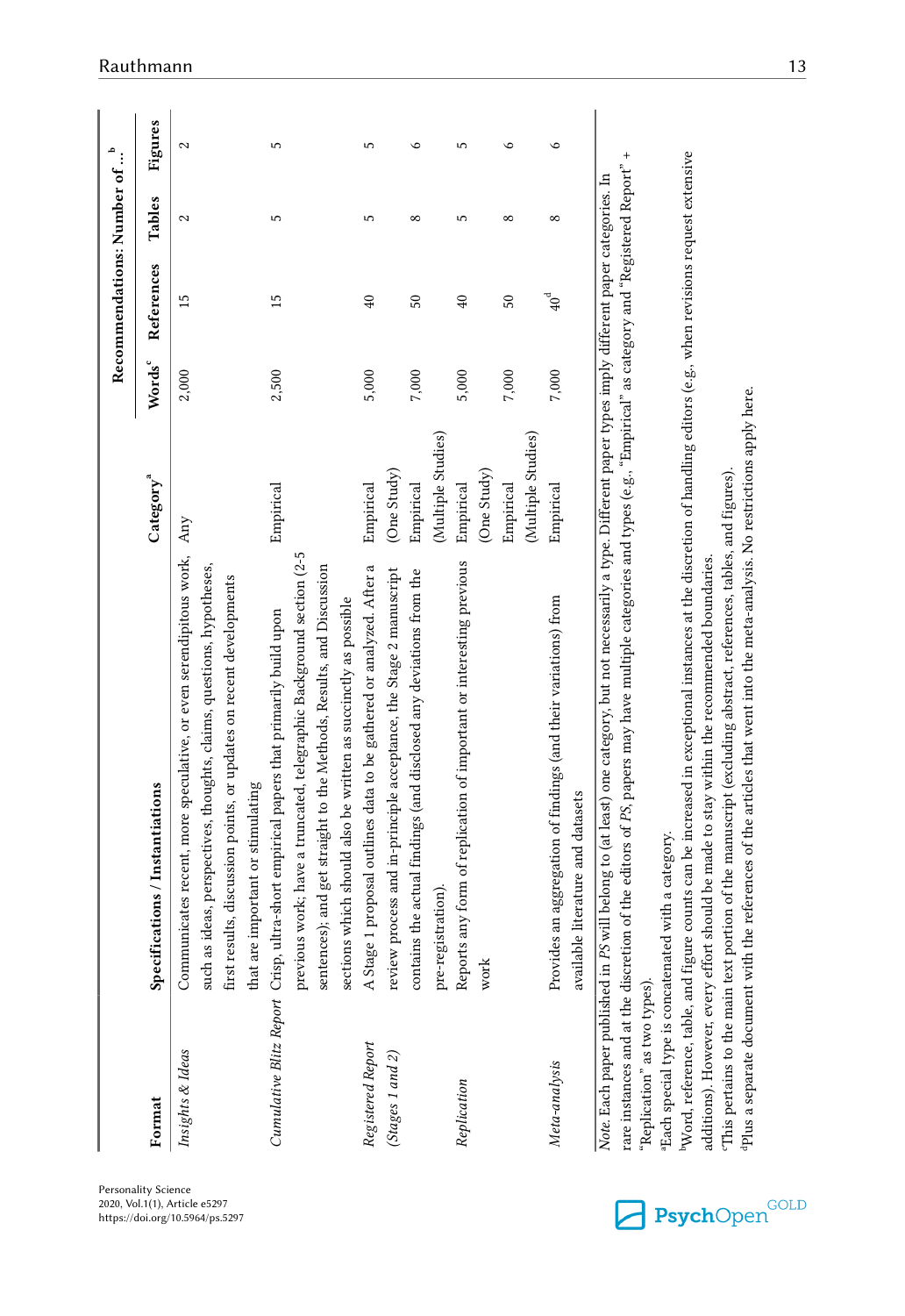| Format | Specifications / Instantiations | Category[a] | Recommendations: Number of ...[b] | | | |
|---|---|---|---|---|---|---|
| | | | Words[c] | References | Tables | Figures |
| *Insights & Ideas* | Communicates recent, more speculative, or even serendipitous work, such as ideas, perspectives, thoughts, claims, questions, hypotheses, first results, discussion points, or updates on recent developments that are important or stimulating | Any | 2,000 | 15 | 2 | 2 |
| *Cumulative Blitz Report* | Crisp, ultra-short empirical papers that primarily build upon previous work; have a truncated, telegraphic Background section (2-5 sentences); and get straight to the Methods, Results, and Discussion sections which should also be written as succinctly as possible | Empirical | 2,500 | 15 | 5 | 5 |
| *Registered Report (Stages 1 and 2)* | A Stage 1 proposal outlines data to be gathered or analyzed. After a review process and in-principle acceptance, the Stage 2 manuscript contains the actual findings (and disclosed any deviations from the pre-registration). | Empirical (One Study) | 5,000 | 40 | 5 | 5 |
| | | Empirical (Multiple Studies) | 7,000 | 50 | 8 | 6 |
| *Replication* | Reports any form of replication of important or interesting previous work | Empirical (One Study) | 5,000 | 40 | 5 | 5 |
| | | Empirical (Multiple Studies) | 7,000 | 50 | 8 | 6 |
| *Meta-analysis* | Provides an aggregation of findings (and their variations) from available literature and datasets | Empirical | 7,000 | 40[d] | 8 | 6 |

*Note.* Each paper published in *PS* will belong to (at least) one category, but not necessarily a type. Different paper types imply different paper categories. In rare instances and at the discretion of the editors of *PS*, papers may have multiple categories and types (e.g., "Empirical" as category and "Registered Report" + "Replication" as two types).
[a]Each special type is concatenated with a category.
[b]Word, reference, table, and figure counts can be increased in exceptional instances at the discretion of handling editors (e.g., when revisions request extensive additions). However, every effort should be made to stay within the recommended boundaries.
[c]This pertains to the main text portion of the manuscript (excluding abstract, references, tables, and figures).
[d]Plus a separate document with the references of the articles that went into the meta-analysis. No restrictions apply here.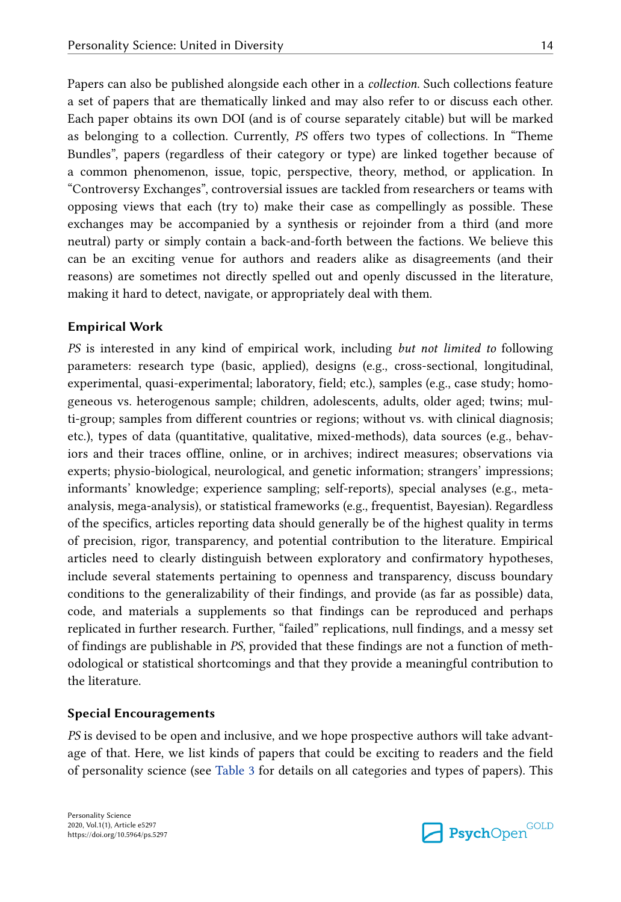Papers can also be published alongside each other in a *collection*. Such collections feature a set of papers that are thematically linked and may also refer to or discuss each other. Each paper obtains its own DOI (and is of course separately citable) but will be marked as belonging to a collection. Currently, *PS* offers two types of collections. In "Theme Bundles", papers (regardless of their category or type) are linked together because of a common phenomenon, issue, topic, perspective, theory, method, or application. In "Controversy Exchanges", controversial issues are tackled from researchers or teams with opposing views that each (try to) make their case as compellingly as possible. These exchanges may be accompanied by a synthesis or rejoinder from a third (and more neutral) party or simply contain a back-and-forth between the factions. We believe this can be an exciting venue for authors and readers alike as disagreements (and their reasons) are sometimes not directly spelled out and openly discussed in the literature, making it hard to detect, navigate, or appropriately deal with them.

### Empirical Work

*PS* is interested in any kind of empirical work, including *but not limited to* following parameters: research type (basic, applied), designs (e.g., cross-sectional, longitudinal, experimental, quasi-experimental; laboratory, field; etc.), samples (e.g., case study; homogeneous vs. heterogenous sample; children, adolescents, adults, older aged; twins; multi-group; samples from different countries or regions; without vs. with clinical diagnosis; etc.), types of data (quantitative, qualitative, mixed-methods), data sources (e.g., behaviors and their traces offline, online, or in archives; indirect measures; observations via experts; physio-biological, neurological, and genetic information; strangers' impressions; informants' knowledge; experience sampling; self-reports), special analyses (e.g., meta-analysis, mega-analysis), or statistical frameworks (e.g., frequentist, Bayesian). Regardless of the specifics, articles reporting data should generally be of the highest quality in terms of precision, rigor, transparency, and potential contribution to the literature. Empirical articles need to clearly distinguish between exploratory and confirmatory hypotheses, include several statements pertaining to openness and transparency, discuss boundary conditions to the generalizability of their findings, and provide (as far as possible) data, code, and materials a supplements so that findings can be reproduced and perhaps replicated in further research. Further, "failed" replications, null findings, and a messy set of findings are publishable in *PS*, provided that these findings are not a function of methodological or statistical shortcomings and that they provide a meaningful contribution to the literature.

### Special Encouragements

*PS* is devised to be open and inclusive, and we hope prospective authors will take advantage of that. Here, we list kinds of papers that could be exciting to readers and the field of personality science (see Table 3 for details on all categories and types of papers). This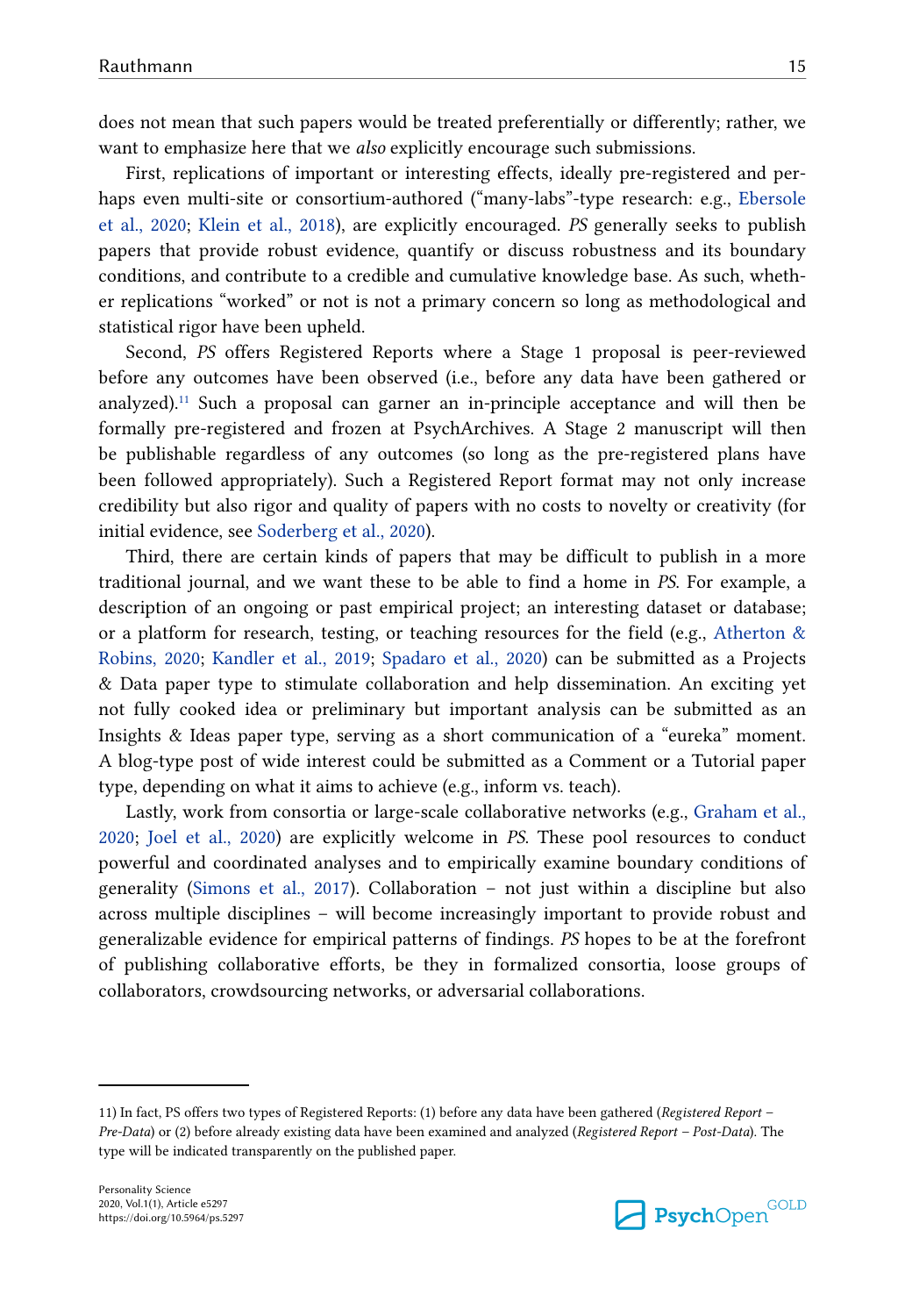does not mean that such papers would be treated preferentially or differently; rather, we want to emphasize here that we *also* explicitly encourage such submissions.

First, replications of important or interesting effects, ideally pre-registered and perhaps even multi-site or consortium-authored ("many-labs"-type research: e.g., Ebersole et al., 2020; Klein et al., 2018), are explicitly encouraged. *PS* generally seeks to publish papers that provide robust evidence, quantify or discuss robustness and its boundary conditions, and contribute to a credible and cumulative knowledge base. As such, whether replications "worked" or not is not a primary concern so long as methodological and statistical rigor have been upheld.

Second, *PS* offers Registered Reports where a Stage 1 proposal is peer-reviewed before any outcomes have been observed (i.e., before any data have been gathered or analyzed).[11] Such a proposal can garner an in-principle acceptance and will then be formally pre-registered and frozen at PsychArchives. A Stage 2 manuscript will then be publishable regardless of any outcomes (so long as the pre-registered plans have been followed appropriately). Such a Registered Report format may not only increase credibility but also rigor and quality of papers with no costs to novelty or creativity (for initial evidence, see Soderberg et al., 2020).

Third, there are certain kinds of papers that may be difficult to publish in a more traditional journal, and we want these to be able to find a home in *PS*. For example, a description of an ongoing or past empirical project; an interesting dataset or database; or a platform for research, testing, or teaching resources for the field (e.g., Atherton & Robins, 2020; Kandler et al., 2019; Spadaro et al., 2020) can be submitted as a Projects & Data paper type to stimulate collaboration and help dissemination. An exciting yet not fully cooked idea or preliminary but important analysis can be submitted as an Insights & Ideas paper type, serving as a short communication of a "eureka" moment. A blog-type post of wide interest could be submitted as a Comment or a Tutorial paper type, depending on what it aims to achieve (e.g., inform vs. teach).

Lastly, work from consortia or large-scale collaborative networks (e.g., Graham et al., 2020; Joel et al., 2020) are explicitly welcome in *PS*. These pool resources to conduct powerful and coordinated analyses and to empirically examine boundary conditions of generality (Simons et al., 2017). Collaboration – not just within a discipline but also across multiple disciplines – will become increasingly important to provide robust and generalizable evidence for empirical patterns of findings. *PS* hopes to be at the forefront of publishing collaborative efforts, be they in formalized consortia, loose groups of collaborators, crowdsourcing networks, or adversarial collaborations.

---

11) In fact, PS offers two types of Registered Reports: (1) before any data have been gathered (*Registered Report – Pre-Data*) or (2) before already existing data have been examined and analyzed (*Registered Report – Post-Data*). The type will be indicated transparently on the published paper.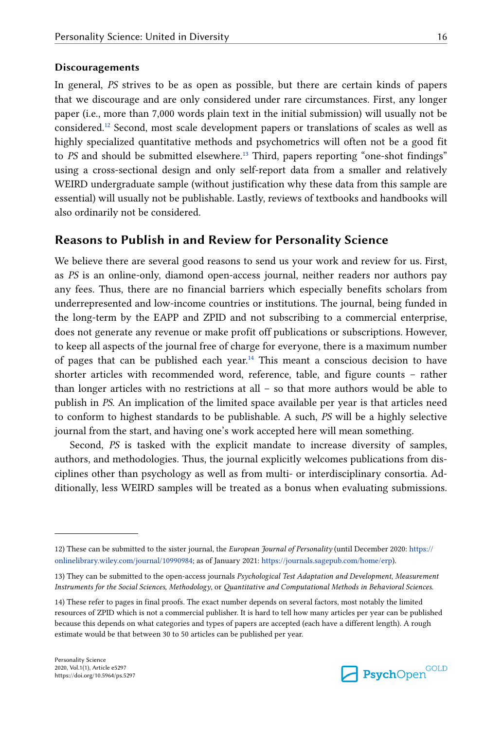#### Discouragements

In general, *PS* strives to be as open as possible, but there are certain kinds of papers that we discourage and are only considered under rare circumstances. First, any longer paper (i.e., more than 7,000 words plain text in the initial submission) will usually not be considered.[12] Second, most scale development papers or translations of scales as well as highly specialized quantitative methods and psychometrics will often not be a good fit to *PS* and should be submitted elsewhere.[13] Third, papers reporting "one-shot findings" using a cross-sectional design and only self-report data from a smaller and relatively WEIRD undergraduate sample (without justification why these data from this sample are essential) will usually not be publishable. Lastly, reviews of textbooks and handbooks will also ordinarily not be considered.

## Reasons to Publish in and Review for Personality Science

We believe there are several good reasons to send us your work and review for us. First, as *PS* is an online-only, diamond open-access journal, neither readers nor authors pay any fees. Thus, there are no financial barriers which especially benefits scholars from underrepresented and low-income countries or institutions. The journal, being funded in the long-term by the EAPP and ZPID and not subscribing to a commercial enterprise, does not generate any revenue or make profit off publications or subscriptions. However, to keep all aspects of the journal free of charge for everyone, there is a maximum number of pages that can be published each year.[14] This meant a conscious decision to have shorter articles with recommended word, reference, table, and figure counts – rather than longer articles with no restrictions at all – so that more authors would be able to publish in *PS*. An implication of the limited space available per year is that articles need to conform to highest standards to be publishable. A such, *PS* will be a highly selective journal from the start, and having one's work accepted here will mean something.

Second, *PS* is tasked with the explicit mandate to increase diversity of samples, authors, and methodologies. Thus, the journal explicitly welcomes publications from disciplines other than psychology as well as from multi- or interdisciplinary consortia. Additionally, less WEIRD samples will be treated as a bonus when evaluating submissions.

---

12) These can be submitted to the sister journal, the *European Journal of Personality* (until December 2020: https://onlinelibrary.wiley.com/journal/10990984; as of January 2021: https://journals.sagepub.com/home/erp).

13) They can be submitted to the open-access journals *Psychological Test Adaptation and Development*, *Measurement Instruments for the Social Sciences*, *Methodology*, or *Quantitative and Computational Methods in Behavioral Sciences.*

14) These refer to pages in final proofs. The exact number depends on several factors, most notably the limited resources of ZPID which is not a commercial publisher. It is hard to tell how many articles per year can be published because this depends on what categories and types of papers are accepted (each have a different length). A rough estimate would be that between 30 to 50 articles can be published per year.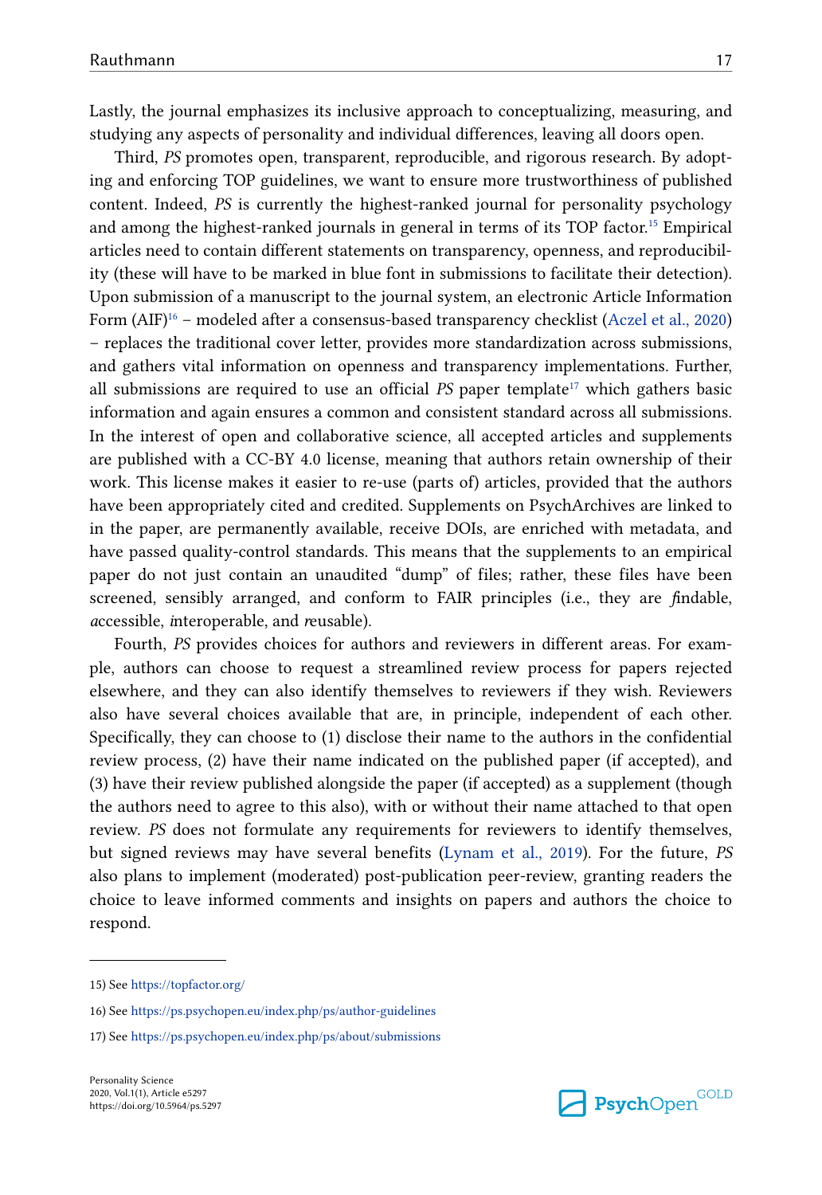Lastly, the journal emphasizes its inclusive approach to conceptualizing, measuring, and studying any aspects of personality and individual differences, leaving all doors open.

Third, *PS* promotes open, transparent, reproducible, and rigorous research. By adopting and enforcing TOP guidelines, we want to ensure more trustworthiness of published content. Indeed, *PS* is currently the highest-ranked journal for personality psychology and among the highest-ranked journals in general in terms of its TOP factor.[15] Empirical articles need to contain different statements on transparency, openness, and reproducibility (these will have to be marked in blue font in submissions to facilitate their detection). Upon submission of a manuscript to the journal system, an electronic Article Information Form (AIF)[16] – modeled after a consensus-based transparency checklist (Aczel et al., 2020) – replaces the traditional cover letter, provides more standardization across submissions, and gathers vital information on openness and transparency implementations. Further, all submissions are required to use an official *PS* paper template[17] which gathers basic information and again ensures a common and consistent standard across all submissions. In the interest of open and collaborative science, all accepted articles and supplements are published with a CC-BY 4.0 license, meaning that authors retain ownership of their work. This license makes it easier to re-use (parts of) articles, provided that the authors have been appropriately cited and credited. Supplements on PsychArchives are linked to in the paper, are permanently available, receive DOIs, are enriched with metadata, and have passed quality-control standards. This means that the supplements to an empirical paper do not just contain an unaudited "dump" of files; rather, these files have been screened, sensibly arranged, and conform to FAIR principles (i.e., they are *f*indable, *a*ccessible, *i*nteroperable, and *r*eusable).

Fourth, *PS* provides choices for authors and reviewers in different areas. For example, authors can choose to request a streamlined review process for papers rejected elsewhere, and they can also identify themselves to reviewers if they wish. Reviewers also have several choices available that are, in principle, independent of each other. Specifically, they can choose to (1) disclose their name to the authors in the confidential review process, (2) have their name indicated on the published paper (if accepted), and (3) have their review published alongside the paper (if accepted) as a supplement (though the authors need to agree to this also), with or without their name attached to that open review. *PS* does not formulate any requirements for reviewers to identify themselves, but signed reviews may have several benefits (Lynam et al., 2019). For the future, *PS* also plans to implement (moderated) post-publication peer-review, granting readers the choice to leave informed comments and insights on papers and authors the choice to respond.

---

15) See https://topfactor.org/

16) See https://ps.psychopen.eu/index.php/ps/author-guidelines

17) See https://ps.psychopen.eu/index.php/ps/about/submissions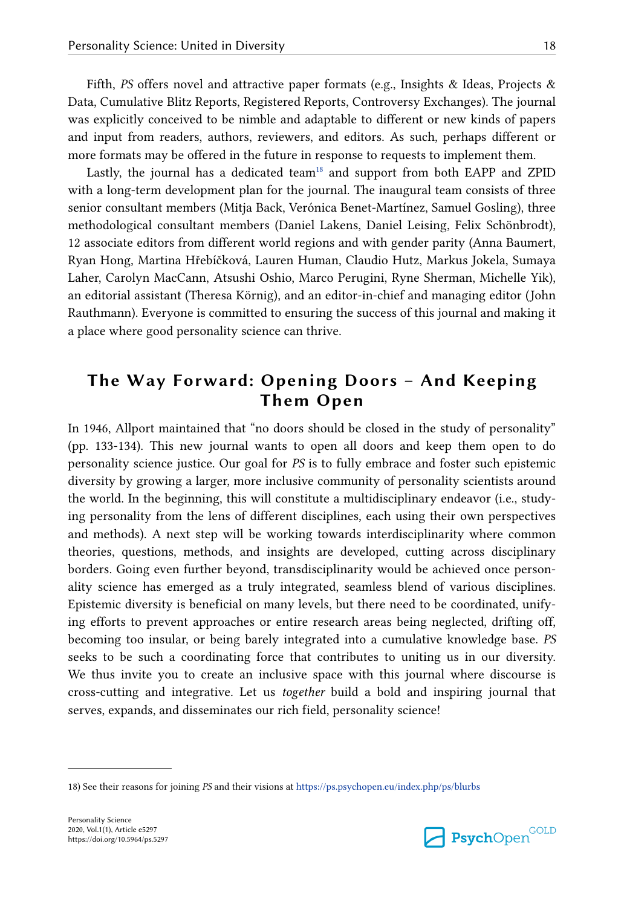Fifth, *PS* offers novel and attractive paper formats (e.g., Insights & Ideas, Projects & Data, Cumulative Blitz Reports, Registered Reports, Controversy Exchanges). The journal was explicitly conceived to be nimble and adaptable to different or new kinds of papers and input from readers, authors, reviewers, and editors. As such, perhaps different or more formats may be offered in the future in response to requests to implement them.

Lastly, the journal has a dedicated team[18] and support from both EAPP and ZPID with a long-term development plan for the journal. The inaugural team consists of three senior consultant members (Mitja Back, Verónica Benet-Martínez, Samuel Gosling), three methodological consultant members (Daniel Lakens, Daniel Leising, Felix Schönbrodt), 12 associate editors from different world regions and with gender parity (Anna Baumert, Ryan Hong, Martina Hřebíčková, Lauren Human, Claudio Hutz, Markus Jokela, Sumaya Laher, Carolyn MacCann, Atsushi Oshio, Marco Perugini, Ryne Sherman, Michelle Yik), an editorial assistant (Theresa Körnig), and an editor-in-chief and managing editor (John Rauthmann). Everyone is committed to ensuring the success of this journal and making it a place where good personality science can thrive.

## The Way Forward: Opening Doors – And Keeping Them Open

In 1946, Allport maintained that "no doors should be closed in the study of personality" (pp. 133-134). This new journal wants to open all doors and keep them open to do personality science justice. Our goal for *PS* is to fully embrace and foster such epistemic diversity by growing a larger, more inclusive community of personality scientists around the world. In the beginning, this will constitute a multidisciplinary endeavor (i.e., studying personality from the lens of different disciplines, each using their own perspectives and methods). A next step will be working towards interdisciplinarity where common theories, questions, methods, and insights are developed, cutting across disciplinary borders. Going even further beyond, transdisciplinarity would be achieved once personality science has emerged as a truly integrated, seamless blend of various disciplines. Epistemic diversity is beneficial on many levels, but there need to be coordinated, unifying efforts to prevent approaches or entire research areas being neglected, drifting off, becoming too insular, or being barely integrated into a cumulative knowledge base. *PS* seeks to be such a coordinating force that contributes to uniting us in our diversity. We thus invite you to create an inclusive space with this journal where discourse is cross-cutting and integrative. Let us *together* build a bold and inspiring journal that serves, expands, and disseminates our rich field, personality science!

---

18) See their reasons for joining *PS* and their visions at https://ps.psychopen.eu/index.php/ps/blurbs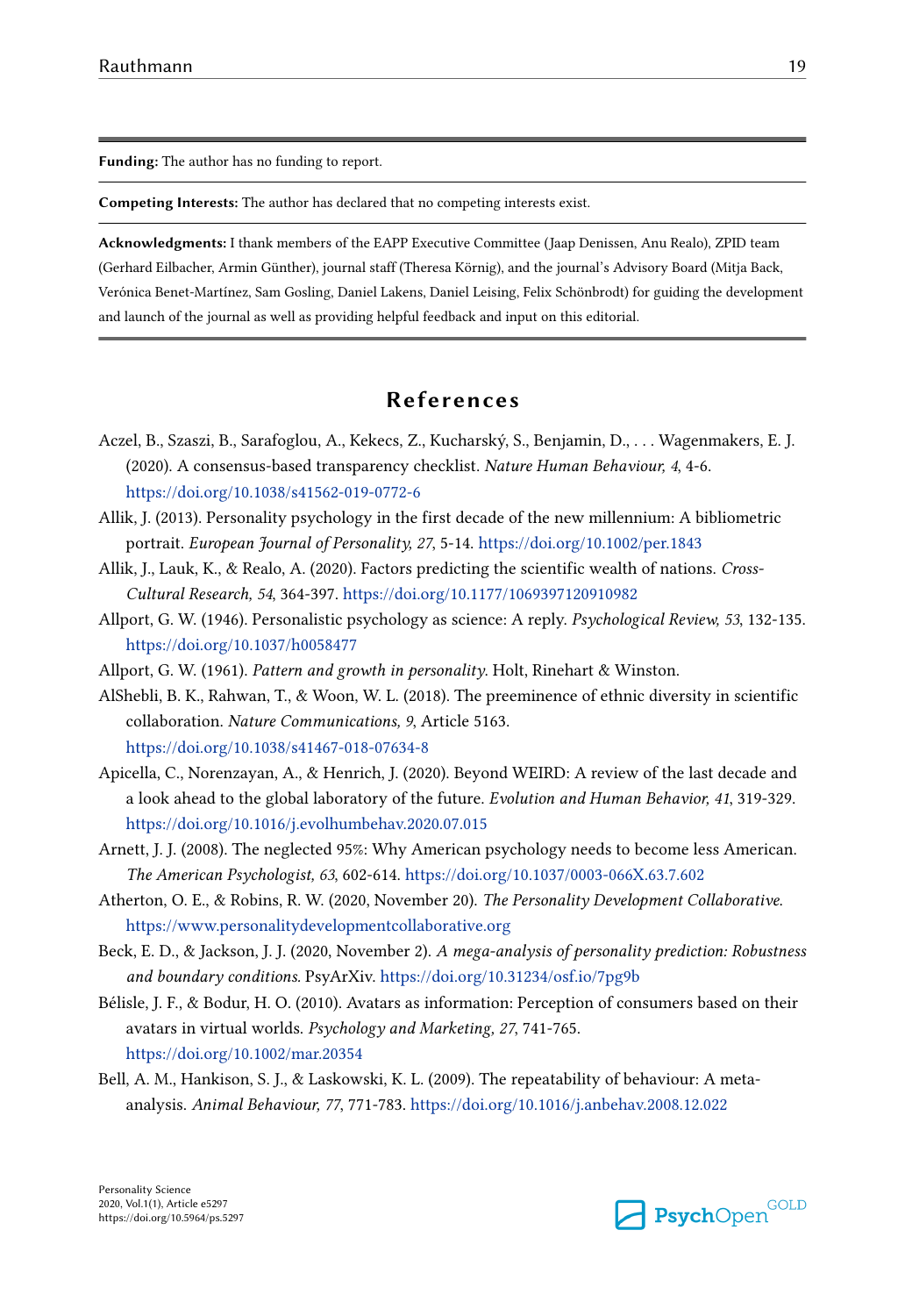**Funding:** The author has no funding to report.

**Competing Interests:** The author has declared that no competing interests exist.

**Acknowledgments:** I thank members of the EAPP Executive Committee (Jaap Denissen, Anu Realo), ZPID team (Gerhard Eilbacher, Armin Günther), journal staff (Theresa Körnig), and the journal's Advisory Board (Mitja Back, Verónica Benet-Martínez, Sam Gosling, Daniel Lakens, Daniel Leising, Felix Schönbrodt) for guiding the development and launch of the journal as well as providing helpful feedback and input on this editorial.

# References

Aczel, B., Szaszi, B., Sarafoglou, A., Kekecs, Z., Kucharský, S., Benjamin, D., . . . Wagenmakers, E. J. (2020). A consensus-based transparency checklist. *Nature Human Behaviour, 4*, 4-6. https://doi.org/10.1038/s41562-019-0772-6

Allik, J. (2013). Personality psychology in the first decade of the new millennium: A bibliometric portrait. *European Journal of Personality, 27*, 5-14. https://doi.org/10.1002/per.1843

Allik, J., Lauk, K., & Realo, A. (2020). Factors predicting the scientific wealth of nations. *Cross-Cultural Research, 54*, 364-397. https://doi.org/10.1177/1069397120910982

Allport, G. W. (1946). Personalistic psychology as science: A reply. *Psychological Review, 53*, 132-135. https://doi.org/10.1037/h0058477

Allport, G. W. (1961). *Pattern and growth in personality*. Holt, Rinehart & Winston.

AlShebli, B. K., Rahwan, T., & Woon, W. L. (2018). The preeminence of ethnic diversity in scientific collaboration. *Nature Communications, 9*, Article 5163. https://doi.org/10.1038/s41467-018-07634-8

Apicella, C., Norenzayan, A., & Henrich, J. (2020). Beyond WEIRD: A review of the last decade and a look ahead to the global laboratory of the future. *Evolution and Human Behavior, 41*, 319-329. https://doi.org/10.1016/j.evolhumbehav.2020.07.015

Arnett, J. J. (2008). The neglected 95%: Why American psychology needs to become less American. *The American Psychologist, 63*, 602-614. https://doi.org/10.1037/0003-066X.63.7.602

Atherton, O. E., & Robins, R. W. (2020, November 20). *The Personality Development Collaborative*. https://www.personalitydevelopmentcollaborative.org

Beck, E. D., & Jackson, J. J. (2020, November 2). *A mega-analysis of personality prediction: Robustness and boundary conditions*. PsyArXiv. https://doi.org/10.31234/osf.io/7pg9b

Bélisle, J. F., & Bodur, H. O. (2010). Avatars as information: Perception of consumers based on their avatars in virtual worlds. *Psychology and Marketing, 27*, 741-765. https://doi.org/10.1002/mar.20354

Bell, A. M., Hankison, S. J., & Laskowski, K. L. (2009). The repeatability of behaviour: A meta-analysis. *Animal Behaviour, 77*, 771-783. https://doi.org/10.1016/j.anbehav.2008.12.022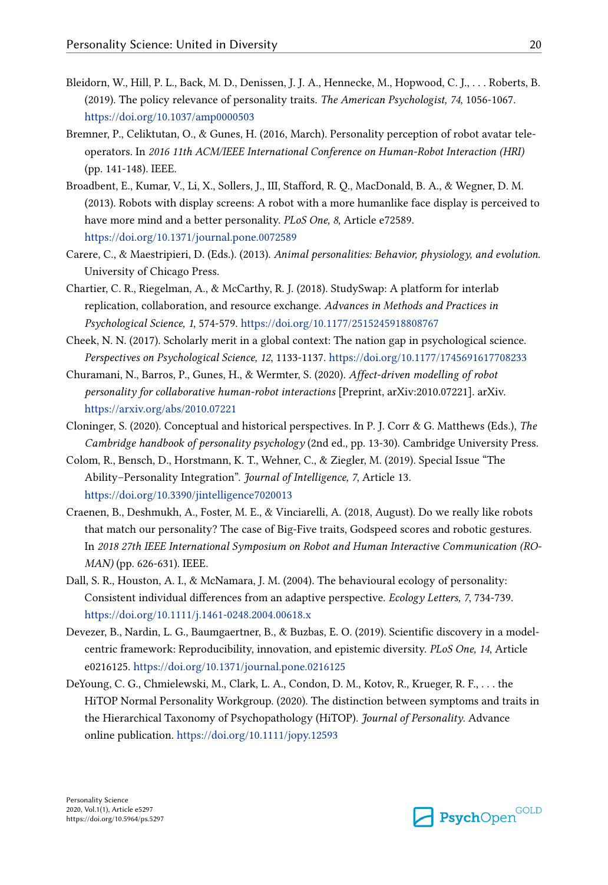Bleidorn, W., Hill, P. L., Back, M. D., Denissen, J. J. A., Hennecke, M., Hopwood, C. J., . . . Roberts, B. (2019). The policy relevance of personality traits. *The American Psychologist, 74*, 1056-1067. https://doi.org/10.1037/amp0000503

Bremner, P., Celiktutan, O., & Gunes, H. (2016, March). Personality perception of robot avatar tele-operators. In *2016 11th ACM/IEEE International Conference on Human-Robot Interaction (HRI)* (pp. 141-148). IEEE.

Broadbent, E., Kumar, V., Li, X., Sollers, J., III, Stafford, R. Q., MacDonald, B. A., & Wegner, D. M. (2013). Robots with display screens: A robot with a more humanlike face display is perceived to have more mind and a better personality. *PLoS One, 8*, Article e72589. https://doi.org/10.1371/journal.pone.0072589

Carere, C., & Maestripieri, D. (Eds.). (2013). *Animal personalities: Behavior, physiology, and evolution*. University of Chicago Press.

Chartier, C. R., Riegelman, A., & McCarthy, R. J. (2018). StudySwap: A platform for interlab replication, collaboration, and resource exchange. *Advances in Methods and Practices in Psychological Science, 1*, 574-579. https://doi.org/10.1177/2515245918808767

Cheek, N. N. (2017). Scholarly merit in a global context: The nation gap in psychological science. *Perspectives on Psychological Science, 12*, 1133-1137. https://doi.org/10.1177/1745691617708233

Churamani, N., Barros, P., Gunes, H., & Wermter, S. (2020). *Affect-driven modelling of robot personality for collaborative human-robot interactions* [Preprint, arXiv:2010.07221]. arXiv. https://arxiv.org/abs/2010.07221

Cloninger, S. (2020). Conceptual and historical perspectives. In P. J. Corr & G. Matthews (Eds.), *The Cambridge handbook of personality psychology* (2nd ed., pp. 13-30). Cambridge University Press.

Colom, R., Bensch, D., Horstmann, K. T., Wehner, C., & Ziegler, M. (2019). Special Issue "The Ability–Personality Integration". *Journal of Intelligence, 7*, Article 13. https://doi.org/10.3390/jintelligence7020013

Craenen, B., Deshmukh, A., Foster, M. E., & Vinciarelli, A. (2018, August). Do we really like robots that match our personality? The case of Big-Five traits, Godspeed scores and robotic gestures. In *2018 27th IEEE International Symposium on Robot and Human Interactive Communication (RO-MAN)* (pp. 626-631). IEEE.

Dall, S. R., Houston, A. I., & McNamara, J. M. (2004). The behavioural ecology of personality: Consistent individual differences from an adaptive perspective. *Ecology Letters, 7*, 734-739. https://doi.org/10.1111/j.1461-0248.2004.00618.x

Devezer, B., Nardin, L. G., Baumgaertner, B., & Buzbas, E. O. (2019). Scientific discovery in a model-centric framework: Reproducibility, innovation, and epistemic diversity. *PLoS One, 14*, Article e0216125. https://doi.org/10.1371/journal.pone.0216125

DeYoung, C. G., Chmielewski, M., Clark, L. A., Condon, D. M., Kotov, R., Krueger, R. F., . . . the HiTOP Normal Personality Workgroup. (2020). The distinction between symptoms and traits in the Hierarchical Taxonomy of Psychopathology (HiTOP). *Journal of Personality*. Advance online publication. https://doi.org/10.1111/jopy.12593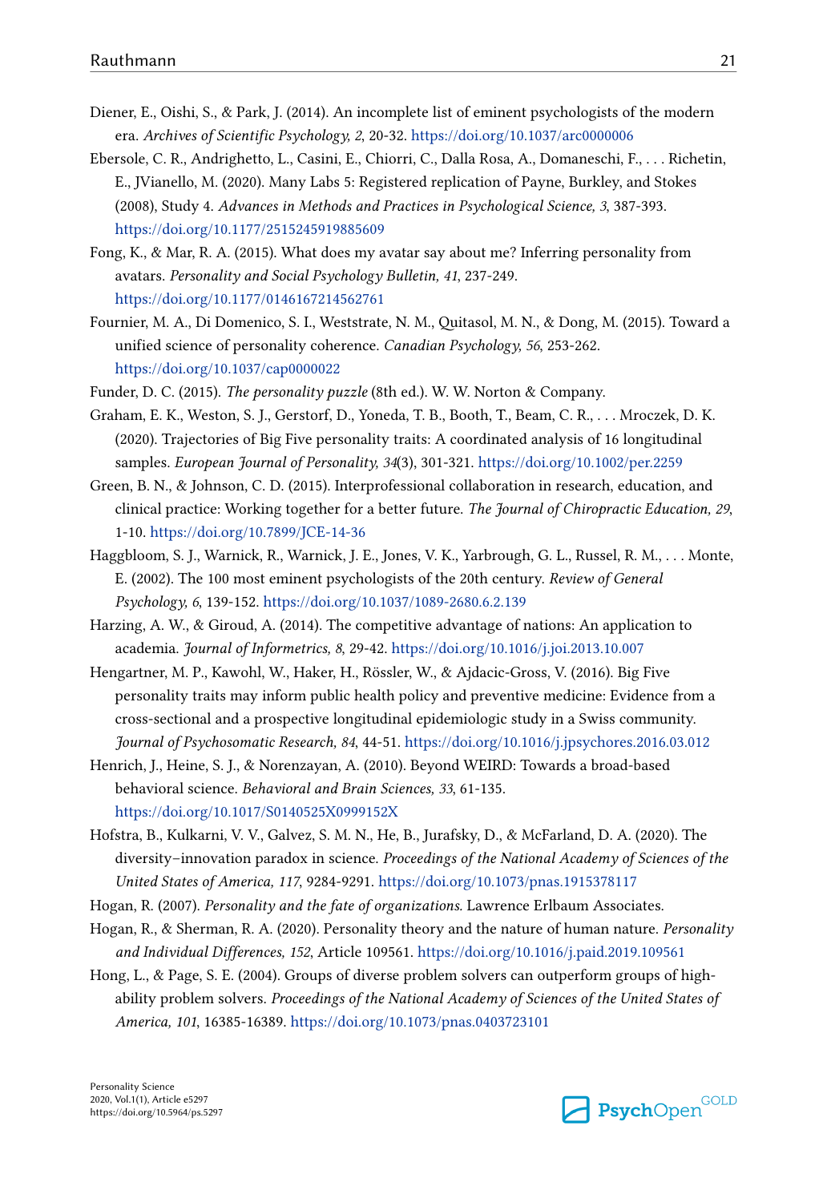Diener, E., Oishi, S., & Park, J. (2014). An incomplete list of eminent psychologists of the modern era. *Archives of Scientific Psychology, 2*, 20-32. https://doi.org/10.1037/arc0000006

Ebersole, C. R., Andrighetto, L., Casini, E., Chiorri, C., Dalla Rosa, A., Domaneschi, F., . . . Richetin, E., JVianello, M. (2020). Many Labs 5: Registered replication of Payne, Burkley, and Stokes (2008), Study 4. *Advances in Methods and Practices in Psychological Science, 3*, 387-393. https://doi.org/10.1177/2515245919885609

Fong, K., & Mar, R. A. (2015). What does my avatar say about me? Inferring personality from avatars. *Personality and Social Psychology Bulletin, 41*, 237-249. https://doi.org/10.1177/0146167214562761

Fournier, M. A., Di Domenico, S. I., Weststrate, N. M., Quitasol, M. N., & Dong, M. (2015). Toward a unified science of personality coherence. *Canadian Psychology, 56*, 253-262. https://doi.org/10.1037/cap0000022

Funder, D. C. (2015). *The personality puzzle* (8th ed.). W. W. Norton & Company.

Graham, E. K., Weston, S. J., Gerstorf, D., Yoneda, T. B., Booth, T., Beam, C. R., . . . Mroczek, D. K. (2020). Trajectories of Big Five personality traits: A coordinated analysis of 16 longitudinal samples. *European Journal of Personality, 34*(3), 301-321. https://doi.org/10.1002/per.2259

Green, B. N., & Johnson, C. D. (2015). Interprofessional collaboration in research, education, and clinical practice: Working together for a better future. *The Journal of Chiropractic Education, 29*, 1-10. https://doi.org/10.7899/JCE-14-36

Haggbloom, S. J., Warnick, R., Warnick, J. E., Jones, V. K., Yarbrough, G. L., Russel, R. M., . . . Monte, E. (2002). The 100 most eminent psychologists of the 20th century. *Review of General Psychology, 6*, 139-152. https://doi.org/10.1037/1089-2680.6.2.139

Harzing, A. W., & Giroud, A. (2014). The competitive advantage of nations: An application to academia. *Journal of Informetrics, 8*, 29-42. https://doi.org/10.1016/j.joi.2013.10.007

Hengartner, M. P., Kawohl, W., Haker, H., Rössler, W., & Ajdacic-Gross, V. (2016). Big Five personality traits may inform public health policy and preventive medicine: Evidence from a cross-sectional and a prospective longitudinal epidemiologic study in a Swiss community. *Journal of Psychosomatic Research, 84*, 44-51. https://doi.org/10.1016/j.jpsychores.2016.03.012

Henrich, J., Heine, S. J., & Norenzayan, A. (2010). Beyond WEIRD: Towards a broad-based behavioral science. *Behavioral and Brain Sciences, 33*, 61-135. https://doi.org/10.1017/S0140525X0999152X

Hofstra, B., Kulkarni, V. V., Galvez, S. M. N., He, B., Jurafsky, D., & McFarland, D. A. (2020). The diversity–innovation paradox in science. *Proceedings of the National Academy of Sciences of the United States of America, 117*, 9284-9291. https://doi.org/10.1073/pnas.1915378117

Hogan, R. (2007). *Personality and the fate of organizations*. Lawrence Erlbaum Associates.

Hogan, R., & Sherman, R. A. (2020). Personality theory and the nature of human nature. *Personality and Individual Differences, 152*, Article 109561. https://doi.org/10.1016/j.paid.2019.109561

Hong, L., & Page, S. E. (2004). Groups of diverse problem solvers can outperform groups of high-ability problem solvers. *Proceedings of the National Academy of Sciences of the United States of America, 101*, 16385-16389. https://doi.org/10.1073/pnas.0403723101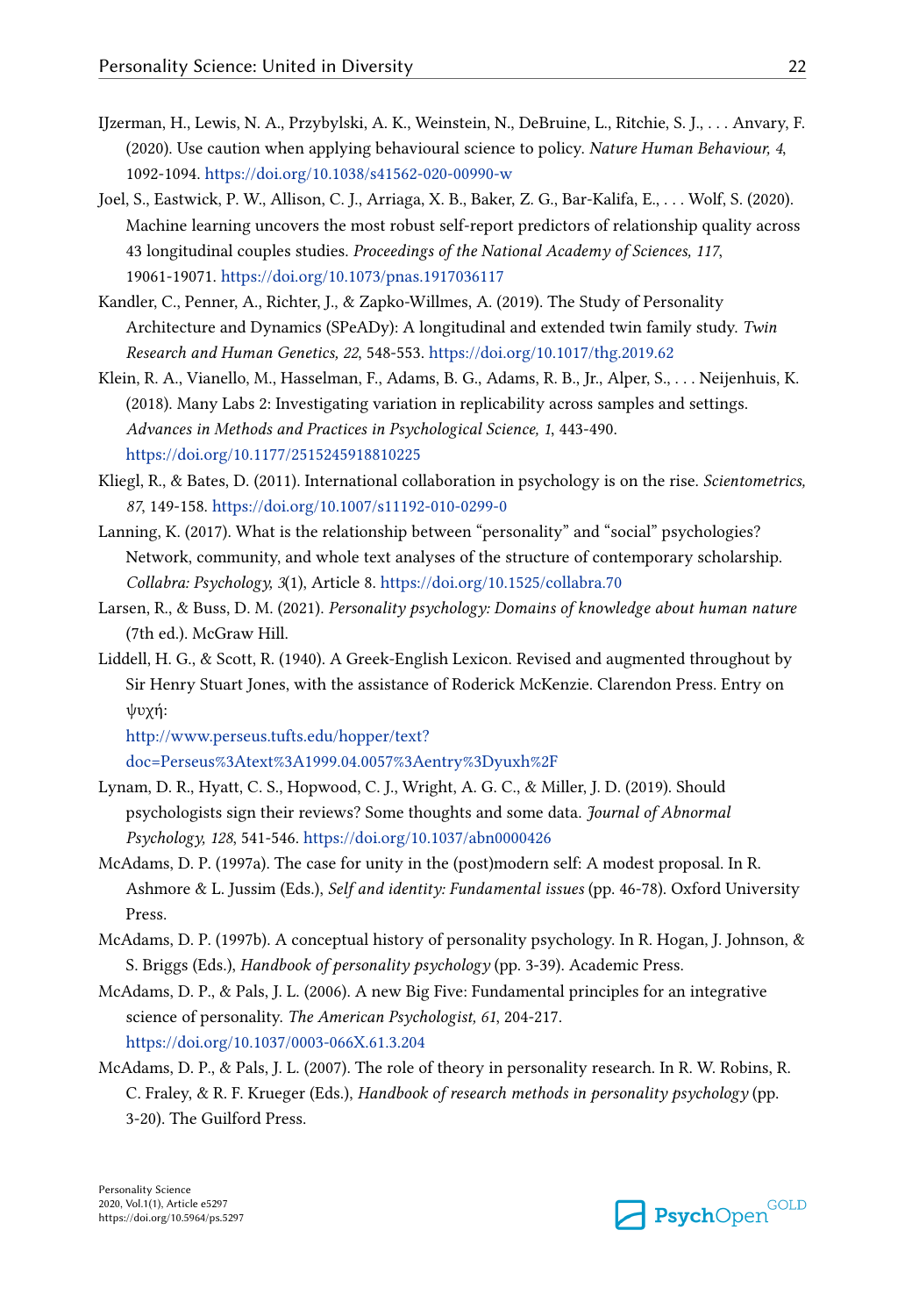IJzerman, H., Lewis, N. A., Przybylski, A. K., Weinstein, N., DeBruine, L., Ritchie, S. J., . . . Anvary, F. (2020). Use caution when applying behavioural science to policy. *Nature Human Behaviour, 4*, 1092-1094. https://doi.org/10.1038/s41562-020-00990-w

Joel, S., Eastwick, P. W., Allison, C. J., Arriaga, X. B., Baker, Z. G., Bar-Kalifa, E., . . . Wolf, S. (2020). Machine learning uncovers the most robust self-report predictors of relationship quality across 43 longitudinal couples studies. *Proceedings of the National Academy of Sciences, 117*, 19061-19071. https://doi.org/10.1073/pnas.1917036117

Kandler, C., Penner, A., Richter, J., & Zapko-Willmes, A. (2019). The Study of Personality Architecture and Dynamics (SPeADy): A longitudinal and extended twin family study. *Twin Research and Human Genetics, 22*, 548-553. https://doi.org/10.1017/thg.2019.62

Klein, R. A., Vianello, M., Hasselman, F., Adams, B. G., Adams, R. B., Jr., Alper, S., . . . Neijenhuis, K. (2018). Many Labs 2: Investigating variation in replicability across samples and settings. *Advances in Methods and Practices in Psychological Science, 1*, 443-490. https://doi.org/10.1177/2515245918810225

Kliegl, R., & Bates, D. (2011). International collaboration in psychology is on the rise. *Scientometrics, 87*, 149-158. https://doi.org/10.1007/s11192-010-0299-0

Lanning, K. (2017). What is the relationship between "personality" and "social" psychologies? Network, community, and whole text analyses of the structure of contemporary scholarship. *Collabra: Psychology, 3*(1), Article 8. https://doi.org/10.1525/collabra.70

Larsen, R., & Buss, D. M. (2021). *Personality psychology: Domains of knowledge about human nature* (7th ed.). McGraw Hill.

Liddell, H. G., & Scott, R. (1940). A Greek-English Lexicon. Revised and augmented throughout by Sir Henry Stuart Jones, with the assistance of Roderick McKenzie. Clarendon Press. Entry on ψυχή: http://www.perseus.tufts.edu/hopper/text?doc=Perseus%3Atext%3A1999.04.0057%3Aentry%3Dyuxh%2F

Lynam, D. R., Hyatt, C. S., Hopwood, C. J., Wright, A. G. C., & Miller, J. D. (2019). Should psychologists sign their reviews? Some thoughts and some data. *Journal of Abnormal Psychology, 128*, 541-546. https://doi.org/10.1037/abn0000426

McAdams, D. P. (1997a). The case for unity in the (post)modern self: A modest proposal. In R. Ashmore & L. Jussim (Eds.), *Self and identity: Fundamental issues* (pp. 46-78). Oxford University Press.

McAdams, D. P. (1997b). A conceptual history of personality psychology. In R. Hogan, J. Johnson, & S. Briggs (Eds.), *Handbook of personality psychology* (pp. 3-39). Academic Press.

McAdams, D. P., & Pals, J. L. (2006). A new Big Five: Fundamental principles for an integrative science of personality. *The American Psychologist, 61*, 204-217. https://doi.org/10.1037/0003-066X.61.3.204

McAdams, D. P., & Pals, J. L. (2007). The role of theory in personality research. In R. W. Robins, R. C. Fraley, & R. F. Krueger (Eds.), *Handbook of research methods in personality psychology* (pp. 3-20). The Guilford Press.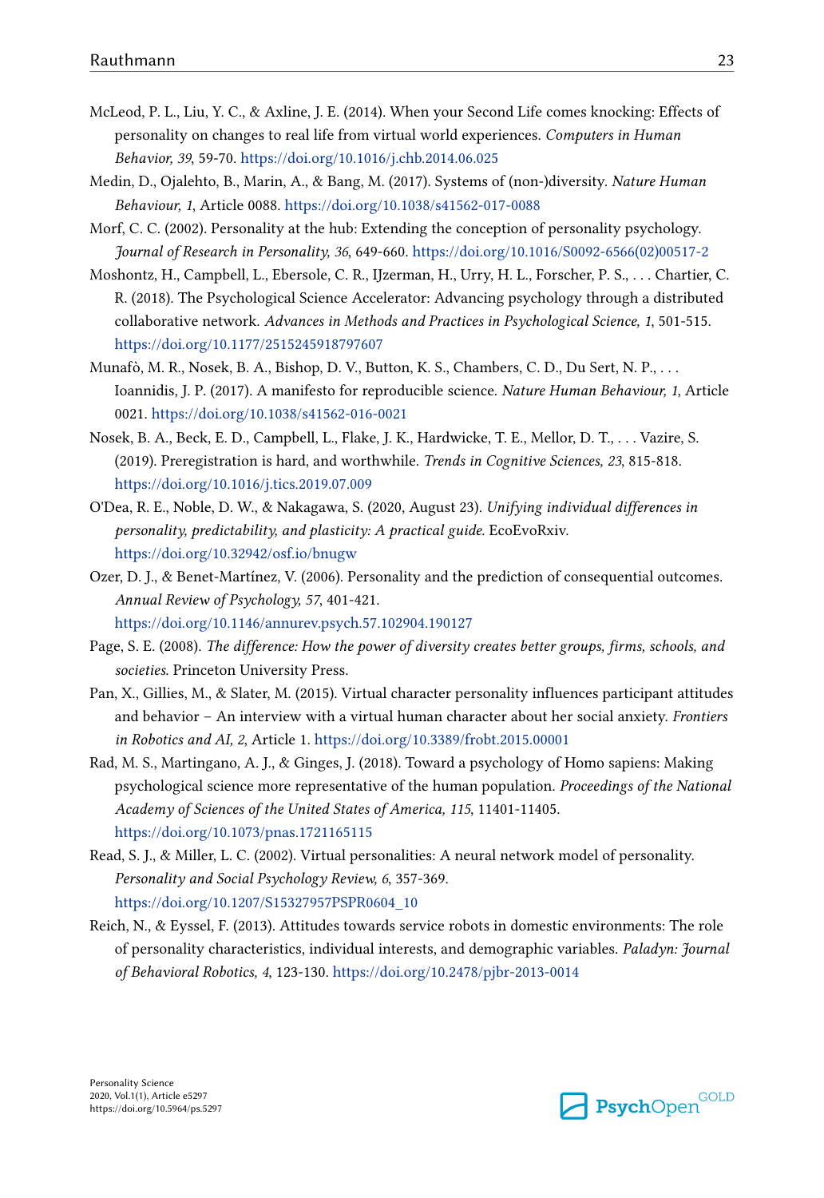McLeod, P. L., Liu, Y. C., & Axline, J. E. (2014). When your Second Life comes knocking: Effects of personality on changes to real life from virtual world experiences. *Computers in Human Behavior, 39*, 59-70. https://doi.org/10.1016/j.chb.2014.06.025

Medin, D., Ojalehto, B., Marin, A., & Bang, M. (2017). Systems of (non-)diversity. *Nature Human Behaviour, 1*, Article 0088. https://doi.org/10.1038/s41562-017-0088

Morf, C. C. (2002). Personality at the hub: Extending the conception of personality psychology. *Journal of Research in Personality, 36*, 649-660. https://doi.org/10.1016/S0092-6566(02)00517-2

Moshontz, H., Campbell, L., Ebersole, C. R., IJzerman, H., Urry, H. L., Forscher, P. S., . . . Chartier, C. R. (2018). The Psychological Science Accelerator: Advancing psychology through a distributed collaborative network. *Advances in Methods and Practices in Psychological Science, 1*, 501-515. https://doi.org/10.1177/2515245918797607

Munafò, M. R., Nosek, B. A., Bishop, D. V., Button, K. S., Chambers, C. D., Du Sert, N. P., . . . Ioannidis, J. P. (2017). A manifesto for reproducible science. *Nature Human Behaviour, 1*, Article 0021. https://doi.org/10.1038/s41562-016-0021

Nosek, B. A., Beck, E. D., Campbell, L., Flake, J. K., Hardwicke, T. E., Mellor, D. T., . . . Vazire, S. (2019). Preregistration is hard, and worthwhile. *Trends in Cognitive Sciences, 23*, 815-818. https://doi.org/10.1016/j.tics.2019.07.009

O'Dea, R. E., Noble, D. W., & Nakagawa, S. (2020, August 23). *Unifying individual differences in personality, predictability, and plasticity: A practical guide.* EcoEvoRxiv. https://doi.org/10.32942/osf.io/bnugw

Ozer, D. J., & Benet-Martínez, V. (2006). Personality and the prediction of consequential outcomes. *Annual Review of Psychology, 57*, 401-421. https://doi.org/10.1146/annurev.psych.57.102904.190127

Page, S. E. (2008). *The difference: How the power of diversity creates better groups, firms, schools, and societies.* Princeton University Press.

Pan, X., Gillies, M., & Slater, M. (2015). Virtual character personality influences participant attitudes and behavior – An interview with a virtual human character about her social anxiety. *Frontiers in Robotics and AI, 2*, Article 1. https://doi.org/10.3389/frobt.2015.00001

Rad, M. S., Martingano, A. J., & Ginges, J. (2018). Toward a psychology of Homo sapiens: Making psychological science more representative of the human population. *Proceedings of the National Academy of Sciences of the United States of America, 115*, 11401-11405. https://doi.org/10.1073/pnas.1721165115

Read, S. J., & Miller, L. C. (2002). Virtual personalities: A neural network model of personality. *Personality and Social Psychology Review, 6*, 357-369. https://doi.org/10.1207/S15327957PSPR0604_10

Reich, N., & Eyssel, F. (2013). Attitudes towards service robots in domestic environments: The role of personality characteristics, individual interests, and demographic variables. *Paladyn: Journal of Behavioral Robotics, 4*, 123-130. https://doi.org/10.2478/pjbr-2013-0014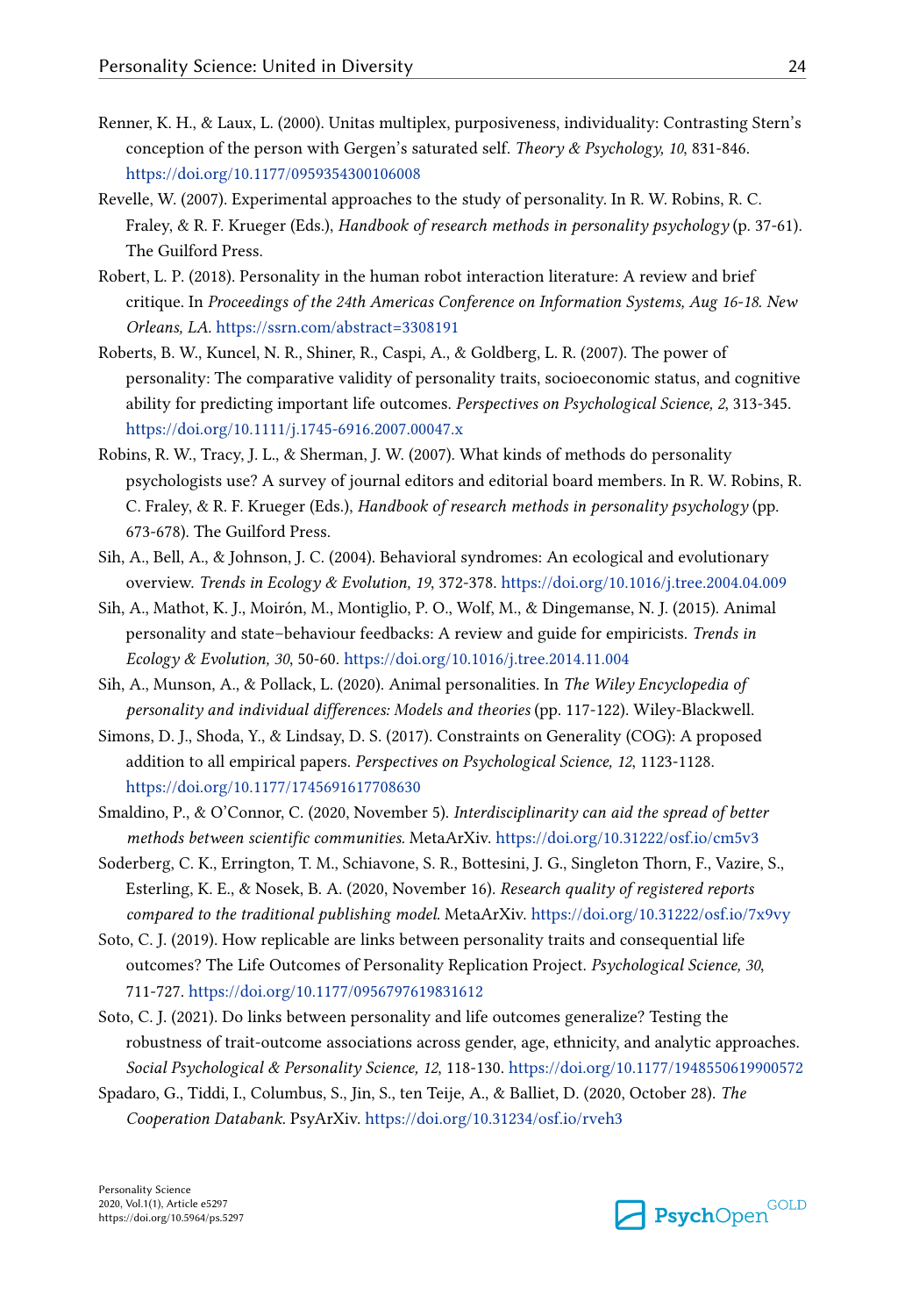Renner, K. H., & Laux, L. (2000). Unitas multiplex, purposiveness, individuality: Contrasting Stern's conception of the person with Gergen's saturated self. *Theory & Psychology, 10*, 831-846. https://doi.org/10.1177/0959354300106008

Revelle, W. (2007). Experimental approaches to the study of personality. In R. W. Robins, R. C. Fraley, & R. F. Krueger (Eds.), *Handbook of research methods in personality psychology* (p. 37-61). The Guilford Press.

Robert, L. P. (2018). Personality in the human robot interaction literature: A review and brief critique. In *Proceedings of the 24th Americas Conference on Information Systems, Aug 16-18. New Orleans, LA*. https://ssrn.com/abstract=3308191

Roberts, B. W., Kuncel, N. R., Shiner, R., Caspi, A., & Goldberg, L. R. (2007). The power of personality: The comparative validity of personality traits, socioeconomic status, and cognitive ability for predicting important life outcomes. *Perspectives on Psychological Science, 2*, 313-345. https://doi.org/10.1111/j.1745-6916.2007.00047.x

Robins, R. W., Tracy, J. L., & Sherman, J. W. (2007). What kinds of methods do personality psychologists use? A survey of journal editors and editorial board members. In R. W. Robins, R. C. Fraley, & R. F. Krueger (Eds.), *Handbook of research methods in personality psychology* (pp. 673-678). The Guilford Press.

Sih, A., Bell, A., & Johnson, J. C. (2004). Behavioral syndromes: An ecological and evolutionary overview. *Trends in Ecology & Evolution, 19*, 372-378. https://doi.org/10.1016/j.tree.2004.04.009

Sih, A., Mathot, K. J., Moirón, M., Montiglio, P. O., Wolf, M., & Dingemanse, N. J. (2015). Animal personality and state–behaviour feedbacks: A review and guide for empiricists. *Trends in Ecology & Evolution, 30*, 50-60. https://doi.org/10.1016/j.tree.2014.11.004

Sih, A., Munson, A., & Pollack, L. (2020). Animal personalities. In *The Wiley Encyclopedia of personality and individual differences: Models and theories* (pp. 117-122). Wiley-Blackwell.

Simons, D. J., Shoda, Y., & Lindsay, D. S. (2017). Constraints on Generality (COG): A proposed addition to all empirical papers. *Perspectives on Psychological Science, 12*, 1123-1128. https://doi.org/10.1177/1745691617708630

Smaldino, P., & O'Connor, C. (2020, November 5). *Interdisciplinarity can aid the spread of better methods between scientific communities.* MetaArXiv. https://doi.org/10.31222/osf.io/cm5v3

Soderberg, C. K., Errington, T. M., Schiavone, S. R., Bottesini, J. G., Singleton Thorn, F., Vazire, S., Esterling, K. E., & Nosek, B. A. (2020, November 16). *Research quality of registered reports compared to the traditional publishing model.* MetaArXiv. https://doi.org/10.31222/osf.io/7x9vy

Soto, C. J. (2019). How replicable are links between personality traits and consequential life outcomes? The Life Outcomes of Personality Replication Project. *Psychological Science, 30*, 711-727. https://doi.org/10.1177/0956797619831612

Soto, C. J. (2021). Do links between personality and life outcomes generalize? Testing the robustness of trait-outcome associations across gender, age, ethnicity, and analytic approaches. *Social Psychological & Personality Science, 12*, 118-130. https://doi.org/10.1177/1948550619900572

Spadaro, G., Tiddi, I., Columbus, S., Jin, S., ten Teije, A., & Balliet, D. (2020, October 28). *The Cooperation Databank.* PsyArXiv. https://doi.org/10.31234/osf.io/rveh3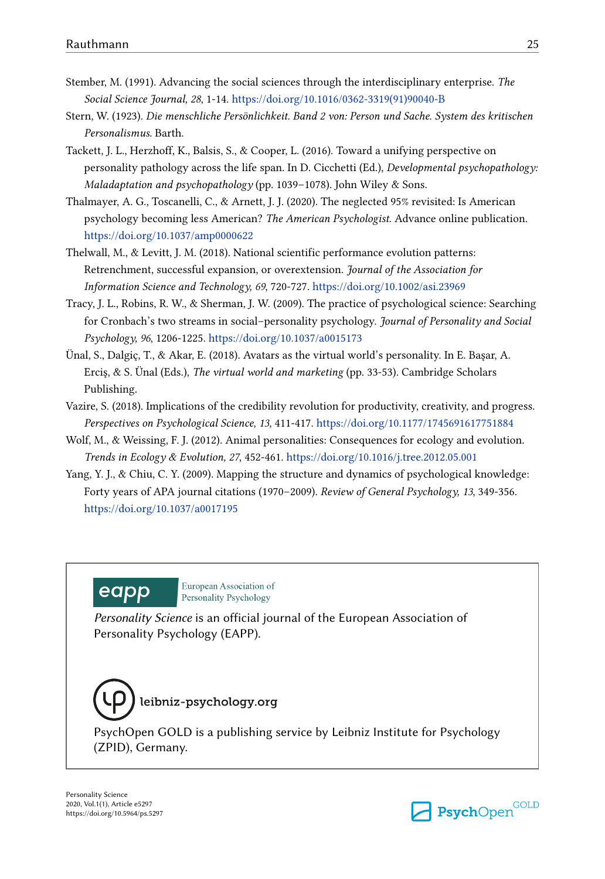Stember, M. (1991). Advancing the social sciences through the interdisciplinary enterprise. *The Social Science Journal, 28*, 1-14. https://doi.org/10.1016/0362-3319(91)90040-B

Stern, W. (1923). *Die menschliche Persönlichkeit. Band 2 von: Person und Sache. System des kritischen Personalismus*. Barth.

Tackett, J. L., Herzhoff, K., Balsis, S., & Cooper, L. (2016). Toward a unifying perspective on personality pathology across the life span. In D. Cicchetti (Ed.), *Developmental psychopathology: Maladaptation and psychopathology* (pp. 1039–1078). John Wiley & Sons.

Thalmayer, A. G., Toscanelli, C., & Arnett, J. J. (2020). The neglected 95% revisited: Is American psychology becoming less American? *The American Psychologist*. Advance online publication. https://doi.org/10.1037/amp0000622

Thelwall, M., & Levitt, J. M. (2018). National scientific performance evolution patterns: Retrenchment, successful expansion, or overextension. *Journal of the Association for Information Science and Technology, 69*, 720-727. https://doi.org/10.1002/asi.23969

Tracy, J. L., Robins, R. W., & Sherman, J. W. (2009). The practice of psychological science: Searching for Cronbach's two streams in social–personality psychology. *Journal of Personality and Social Psychology, 96*, 1206-1225. https://doi.org/10.1037/a0015173

Ünal, S., Dalgiç, T., & Akar, E. (2018). Avatars as the virtual world's personality. In E. Başar, A. Erciş, & S. Ünal (Eds.), *The virtual world and marketing* (pp. 33-53). Cambridge Scholars Publishing.

Vazire, S. (2018). Implications of the credibility revolution for productivity, creativity, and progress. *Perspectives on Psychological Science, 13*, 411-417. https://doi.org/10.1177/1745691617751884

Wolf, M., & Weissing, F. J. (2012). Animal personalities: Consequences for ecology and evolution. *Trends in Ecology & Evolution, 27*, 452-461. https://doi.org/10.1016/j.tree.2012.05.001

Yang, Y. J., & Chiu, C. Y. (2009). Mapping the structure and dynamics of psychological knowledge: Forty years of APA journal citations (1970–2009). *Review of General Psychology, 13*, 349-356. https://doi.org/10.1037/a0017195

eapp European Association of Personality Psychology

*Personality Science* is an official journal of the European Association of Personality Psychology (EAPP).

leibniz-psychology.org

PsychOpen GOLD is a publishing service by Leibniz Institute for Psychology (ZPID), Germany.